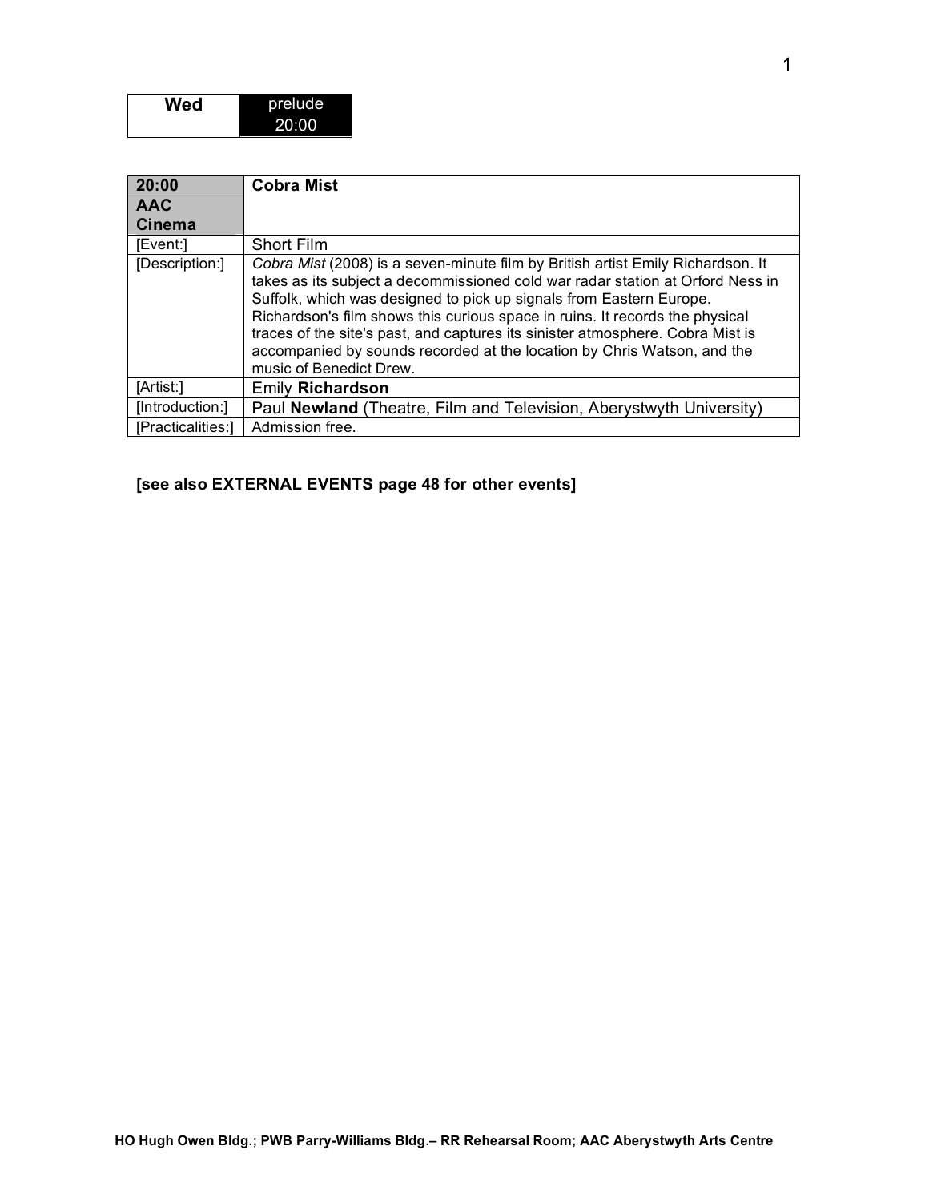| Wed | prelude 20:00 |
|---|---|

| 20:00 AAC Cinema | **Cobra Mist** |
|---|---|
| [Event:] | Short Film |
| [Description:] | *Cobra Mist* (2008) is a seven-minute film by British artist Emily Richardson. It takes as its subject a decommissioned cold war radar station at Orford Ness in Suffolk, which was designed to pick up signals from Eastern Europe. Richardson's film shows this curious space in ruins. It records the physical traces of the site's past, and captures its sinister atmosphere. Cobra Mist is accompanied by sounds recorded at the location by Chris Watson, and the music of Benedict Drew. |
| [Artist:] | Emily **Richardson** |
| [Introduction:] | Paul **Newland** (Theatre, Film and Television, Aberystwyth University) |
| [Practicalities:] | Admission free. |

**[see also EXTERNAL EVENTS page 48 for other events]**

**HO Hugh Owen Bldg.; PWB Parry-Williams Bldg.– RR Rehearsal Room; AAC Aberystwyth Arts Centre**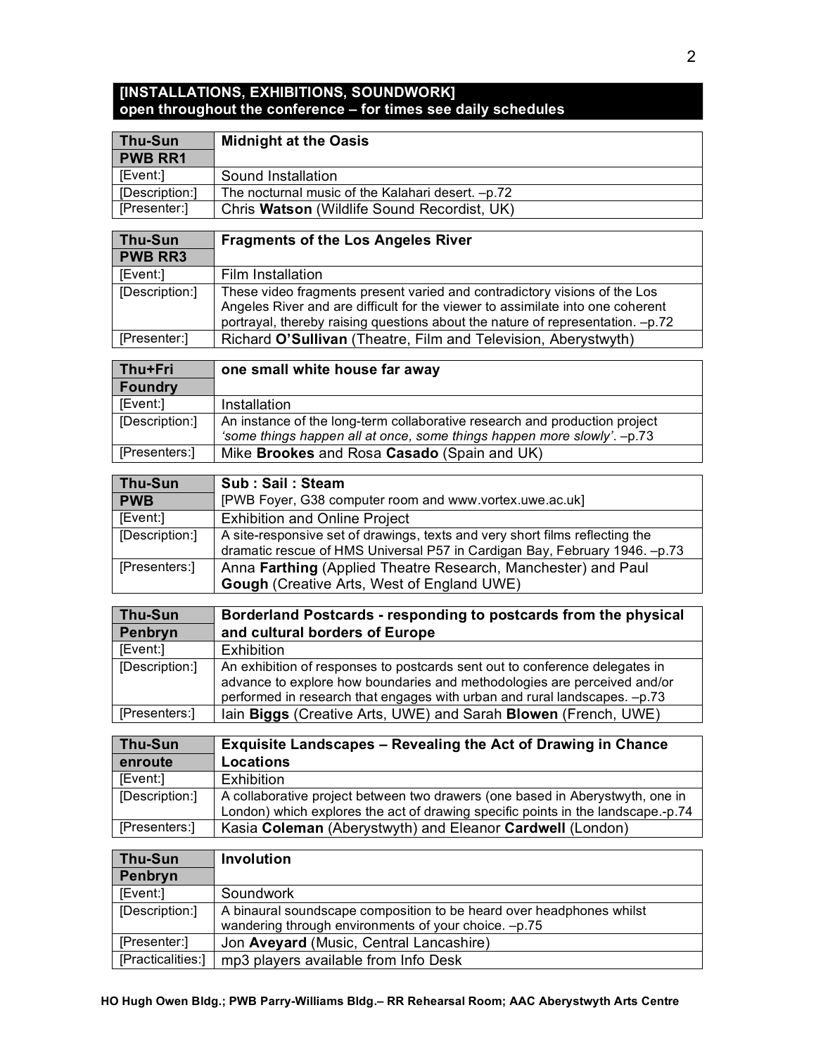## [INSTALLATIONS, EXHIBITIONS, SOUNDWORK]
## open throughout the conference – for times see daily schedules

| **Thu-Sun** **PWB RR1** | **Midnight at the Oasis** |
|---|---|
| [Event:] | Sound Installation |
| [Description:] | The nocturnal music of the Kalahari desert. –p.72 |
| [Presenter:] | Chris **Watson** (Wildlife Sound Recordist, UK) |

| **Thu-Sun** **PWB RR3** | **Fragments of the Los Angeles River** |
|---|---|
| [Event:] | Film Installation |
| [Description:] | These video fragments present varied and contradictory visions of the Los Angeles River and are difficult for the viewer to assimilate into one coherent portrayal, thereby raising questions about the nature of representation. –p.72 |
| [Presenter:] | Richard **O'Sullivan** (Theatre, Film and Television, Aberystwyth) |

| **Thu+Fri** **Foundry** | **one small white house far away** |
|---|---|
| [Event:] | Installation |
| [Description:] | An instance of the long-term collaborative research and production project *'some things happen all at once, some things happen more slowly'*. –p.73 |
| [Presenters:] | Mike **Brookes** and Rosa **Casado** (Spain and UK) |

| **Thu-Sun** **PWB** | **Sub : Sail : Steam** [PWB Foyer, G38 computer room and www.vortex.uwe.ac.uk] |
|---|---|
| [Event:] | Exhibition and Online Project |
| [Description:] | A site-responsive set of drawings, texts and very short films reflecting the dramatic rescue of HMS Universal P57 in Cardigan Bay, February 1946. –p.73 |
| [Presenters:] | Anna **Farthing** (Applied Theatre Research, Manchester) and Paul **Gough** (Creative Arts, West of England UWE) |

| **Thu-Sun** **Penbryn** | **Borderland Postcards - responding to postcards from the physical and cultural borders of Europe** |
|---|---|
| [Event:] | Exhibition |
| [Description:] | An exhibition of responses to postcards sent out to conference delegates in advance to explore how boundaries and methodologies are perceived and/or performed in research that engages with urban and rural landscapes. –p.73 |
| [Presenters:] | Iain **Biggs** (Creative Arts, UWE) and Sarah **Blowen** (French, UWE) |

| **Thu-Sun** **enroute** | **Exquisite Landscapes – Revealing the Act of Drawing in Chance Locations** |
|---|---|
| [Event:] | Exhibition |
| [Description:] | A collaborative project between two drawers (one based in Aberystwyth, one in London) which explores the act of drawing specific points in the landscape.-p.74 |
| [Presenters:] | Kasia **Coleman** (Aberystwyth) and Eleanor **Cardwell** (London) |

| **Thu-Sun** **Penbryn** | **Involution** |
|---|---|
| [Event:] | Soundwork |
| [Description:] | A binaural soundscape composition to be heard over headphones whilst wandering through environments of your choice. –p.75 |
| [Presenter:] | Jon **Aveyard** (Music, Central Lancashire) |
| [Practicalities:] | mp3 players available from Info Desk |

**HO Hugh Owen Bldg.; PWB Parry-Williams Bldg.– RR Rehearsal Room; AAC Aberystwyth Arts Centre**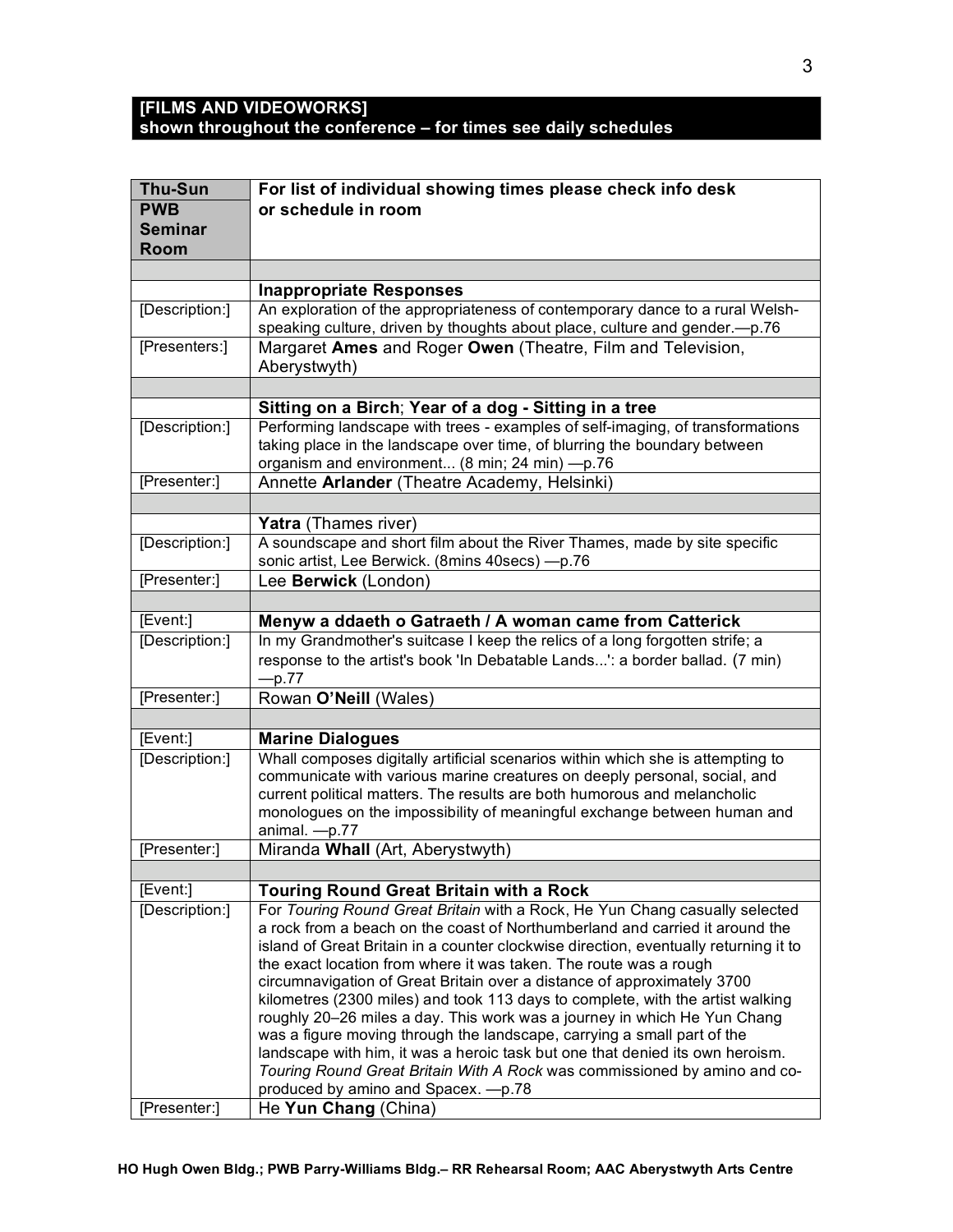## [FILMS AND VIDEOWORKS]
## shown throughout the conference – for times see daily schedules

| **Thu-Sun PWB Seminar Room** | **For list of individual showing times please check info desk or schedule in room** |
|---|---|
| | |
| | **Inappropriate Responses** |
| [Description:] | An exploration of the appropriateness of contemporary dance to a rural Welsh-speaking culture, driven by thoughts about place, culture and gender.—p.76 |
| [Presenters:] | Margaret **Ames** and Roger **Owen** (Theatre, Film and Television, Aberystwyth) |
| | |
| | **Sitting on a Birch**; **Year of a dog - Sitting in a tree** |
| [Description:] | Performing landscape with trees - examples of self-imaging, of transformations taking place in the landscape over time, of blurring the boundary between organism and environment... (8 min; 24 min) —p.76 |
| [Presenter:] | Annette **Arlander** (Theatre Academy, Helsinki) |
| | |
| | **Yatra** (Thames river) |
| [Description:] | A soundscape and short film about the River Thames, made by site specific sonic artist, Lee Berwick. (8mins 40secs) —p.76 |
| [Presenter:] | Lee **Berwick** (London) |
| | |
| [Event:] | **Menyw a ddaeth o Gatraeth / A woman came from Catterick** |
| [Description:] | In my Grandmother's suitcase I keep the relics of a long forgotten strife; a response to the artist's book 'In Debatable Lands...': a border ballad. (7 min) —p.77 |
| [Presenter:] | Rowan **O'Neill** (Wales) |
| | |
| [Event:] | **Marine Dialogues** |
| [Description:] | Whall composes digitally artificial scenarios within which she is attempting to communicate with various marine creatures on deeply personal, social, and current political matters. The results are both humorous and melancholic monologues on the impossibility of meaningful exchange between human and animal. —p.77 |
| [Presenter:] | Miranda **Whall** (Art, Aberystwyth) |
| | |
| [Event:] | **Touring Round Great Britain with a Rock** |
| [Description:] | For *Touring Round Great Britain* with a Rock, He Yun Chang casually selected a rock from a beach on the coast of Northumberland and carried it around the island of Great Britain in a counter clockwise direction, eventually returning it to the exact location from where it was taken. The route was a rough circumnavigation of Great Britain over a distance of approximately 3700 kilometres (2300 miles) and took 113 days to complete, with the artist walking roughly 20–26 miles a day. This work was a journey in which He Yun Chang was a figure moving through the landscape, carrying a small part of the landscape with him, it was a heroic task but one that denied its own heroism. *Touring Round Great Britain With A Rock* was commissioned by amino and co-produced by amino and Spacex. —p.78 |
| [Presenter:] | He **Yun Chang** (China) |

**HO Hugh Owen Bldg.; PWB Parry-Williams Bldg.– RR Rehearsal Room; AAC Aberystwyth Arts Centre**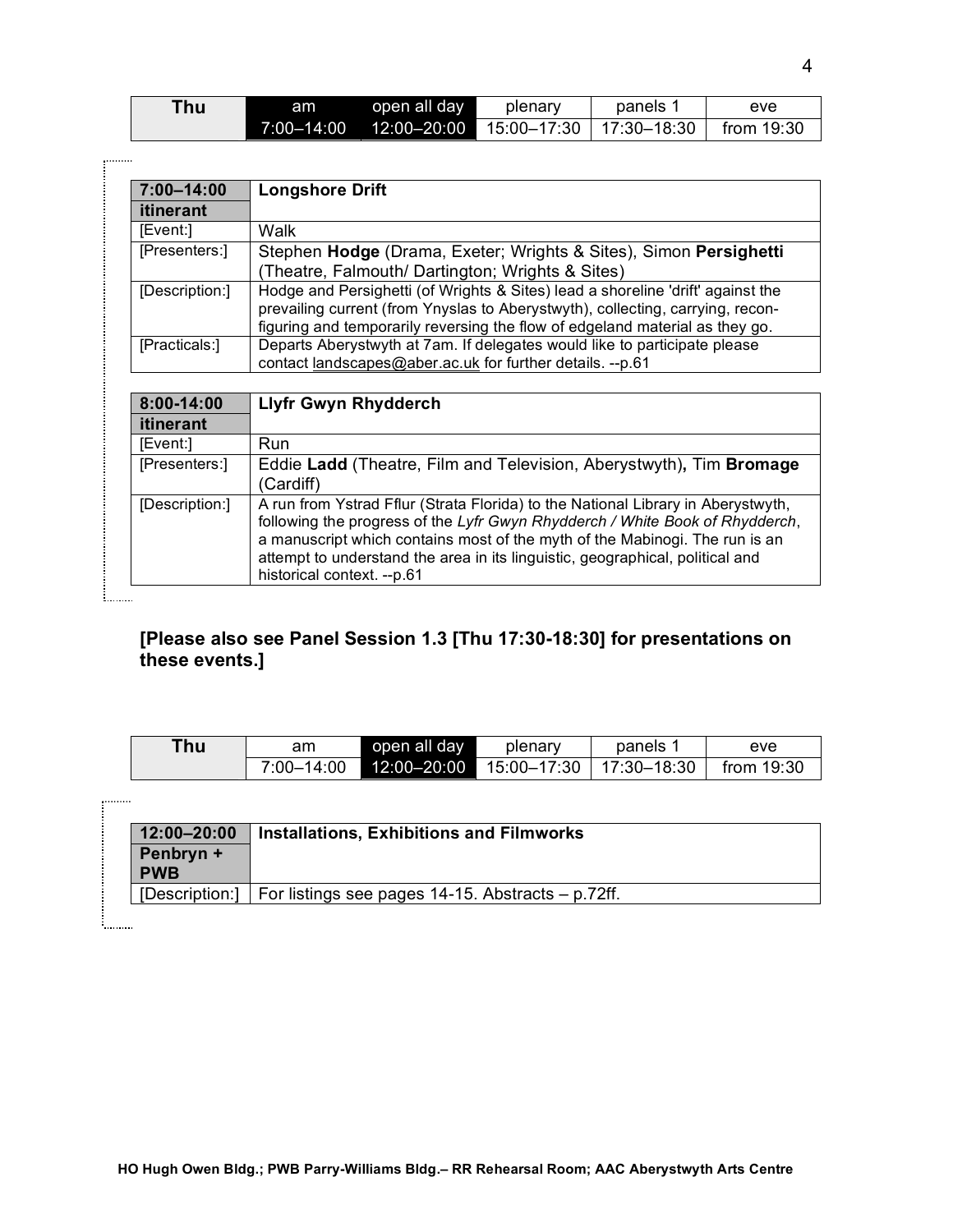| Thu | am | open all day | plenary | panels 1 | eve |
|---|---|---|---|---|---|
| | 7:00–14:00 | 12:00–20:00 | 15:00–17:30 | 17:30–18:30 | from 19:30 |

| 7:00–14:00 itinerant | Longshore Drift |
|---|---|
| [Event:] | Walk |
| [Presenters:] | Stephen **Hodge** (Drama, Exeter; Wrights & Sites), Simon **Persighetti** (Theatre, Falmouth/ Dartington; Wrights & Sites) |
| [Description:] | Hodge and Persighetti (of Wrights & Sites) lead a shoreline 'drift' against the prevailing current (from Ynyslas to Aberystwyth), collecting, carrying, reconfiguring and temporarily reversing the flow of edgeland material as they go. |
| [Practicals:] | Departs Aberystwyth at 7am. If delegates would like to participate please contact landscapes@aber.ac.uk for further details. --p.61 |

| 8:00-14:00 itinerant | Llyfr Gwyn Rhydderch |
|---|---|
| [Event:] | Run |
| [Presenters:] | Eddie **Ladd** (Theatre, Film and Television, Aberystwyth), Tim **Bromage** (Cardiff) |
| [Description:] | A run from Ystrad Fflur (Strata Florida) to the National Library in Aberystwyth, following the progress of the *Lyfr Gwyn Rhydderch / White Book of Rhydderch*, a manuscript which contains most of the myth of the Mabinogi. The run is an attempt to understand the area in its linguistic, geographical, political and historical context. --p.61 |

**[Please also see Panel Session 1.3 [Thu 17:30-18:30] for presentations on these events.]**

| Thu | am | open all day | plenary | panels 1 | eve |
|---|---|---|---|---|---|
| | 7:00–14:00 | 12:00–20:00 | 15:00–17:30 | 17:30–18:30 | from 19:30 |

| 12:00–20:00 Penbryn + PWB | Installations, Exhibitions and Filmworks |
|---|---|
| [Description:] | For listings see pages 14-15. Abstracts – p.72ff. |

HO Hugh Owen Bldg.; PWB Parry-Williams Bldg.– RR Rehearsal Room; AAC Aberystwyth Arts Centre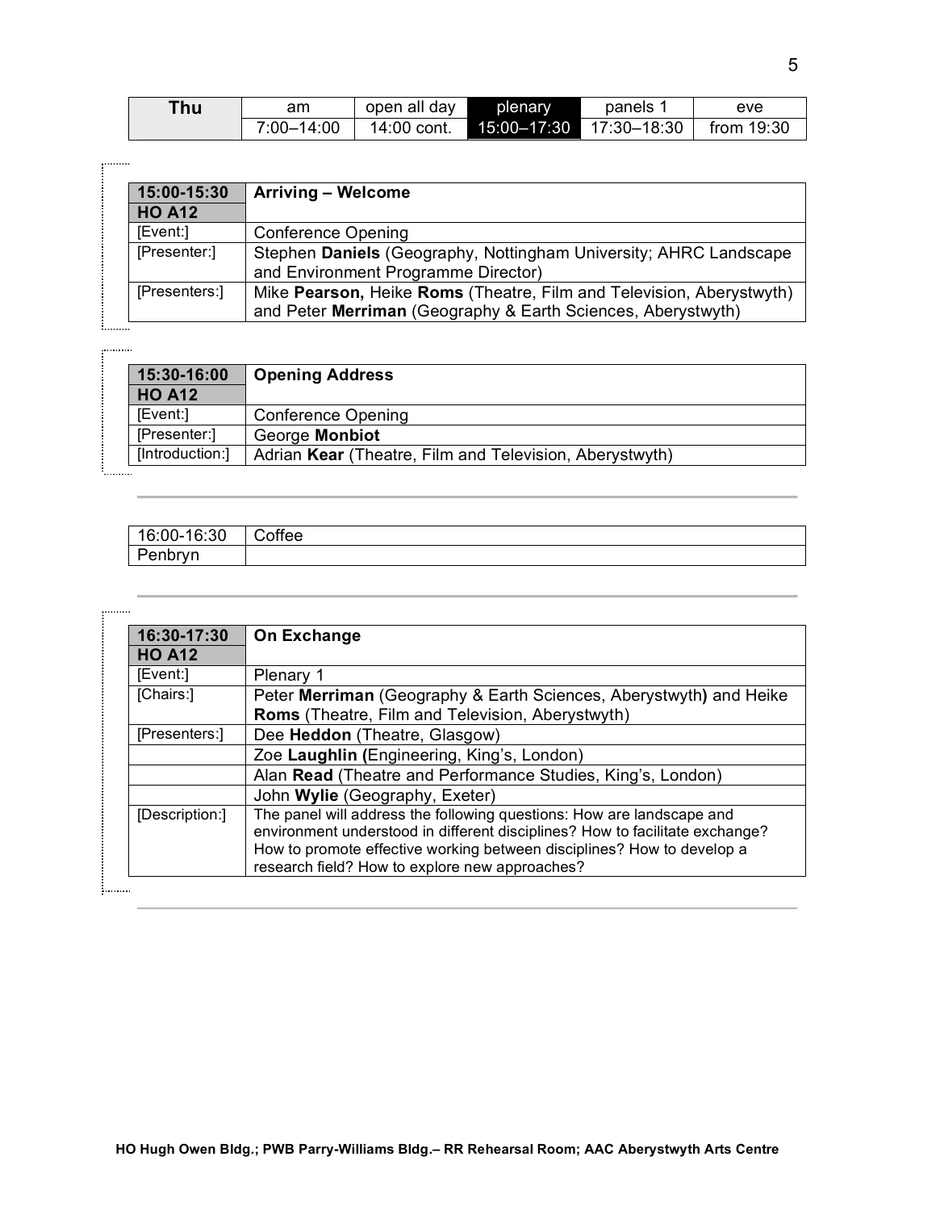| Thu | am | open all day | plenary | panels 1 | eve |
|---|---|---|---|---|---|
| | 7:00–14:00 | 14:00 cont. | 15:00–17:30 | 17:30–18:30 | from 19:30 |

| 15:00-15:30<br>HO A12 | Arriving – Welcome |
|---|---|
| [Event:] | Conference Opening |
| [Presenter:] | Stephen **Daniels** (Geography, Nottingham University; AHRC Landscape and Environment Programme Director) |
| [Presenters:] | Mike **Pearson,** Heike **Roms** (Theatre, Film and Television, Aberystwyth) and Peter **Merriman** (Geography & Earth Sciences, Aberystwyth) |

| 15:30-16:00<br>HO A12 | Opening Address |
|---|---|
| [Event:] | Conference Opening |
| [Presenter:] | George **Monbiot** |
| [Introduction:] | Adrian **Kear** (Theatre, Film and Television, Aberystwyth) |

---

| 16:00-16:30 | Coffee |
|---|---|
| Penbryn | |

---

| 16:30-17:30<br>HO A12 | On Exchange |
|---|---|
| [Event:] | Plenary 1 |
| [Chairs:] | Peter **Merriman** (Geography & Earth Sciences, Aberystwyth) and Heike **Roms** (Theatre, Film and Television, Aberystwyth) |
| [Presenters:] | Dee **Heddon** (Theatre, Glasgow) |
| | Zoe **Laughlin** (Engineering, King's, London) |
| | Alan **Read** (Theatre and Performance Studies, King's, London) |
| | John **Wylie** (Geography, Exeter) |
| [Description:] | The panel will address the following questions: How are landscape and environment understood in different disciplines? How to facilitate exchange? How to promote effective working between disciplines? How to develop a research field? How to explore new approaches? |

---

**HO Hugh Owen Bldg.; PWB Parry-Williams Bldg.– RR Rehearsal Room; AAC Aberystwyth Arts Centre**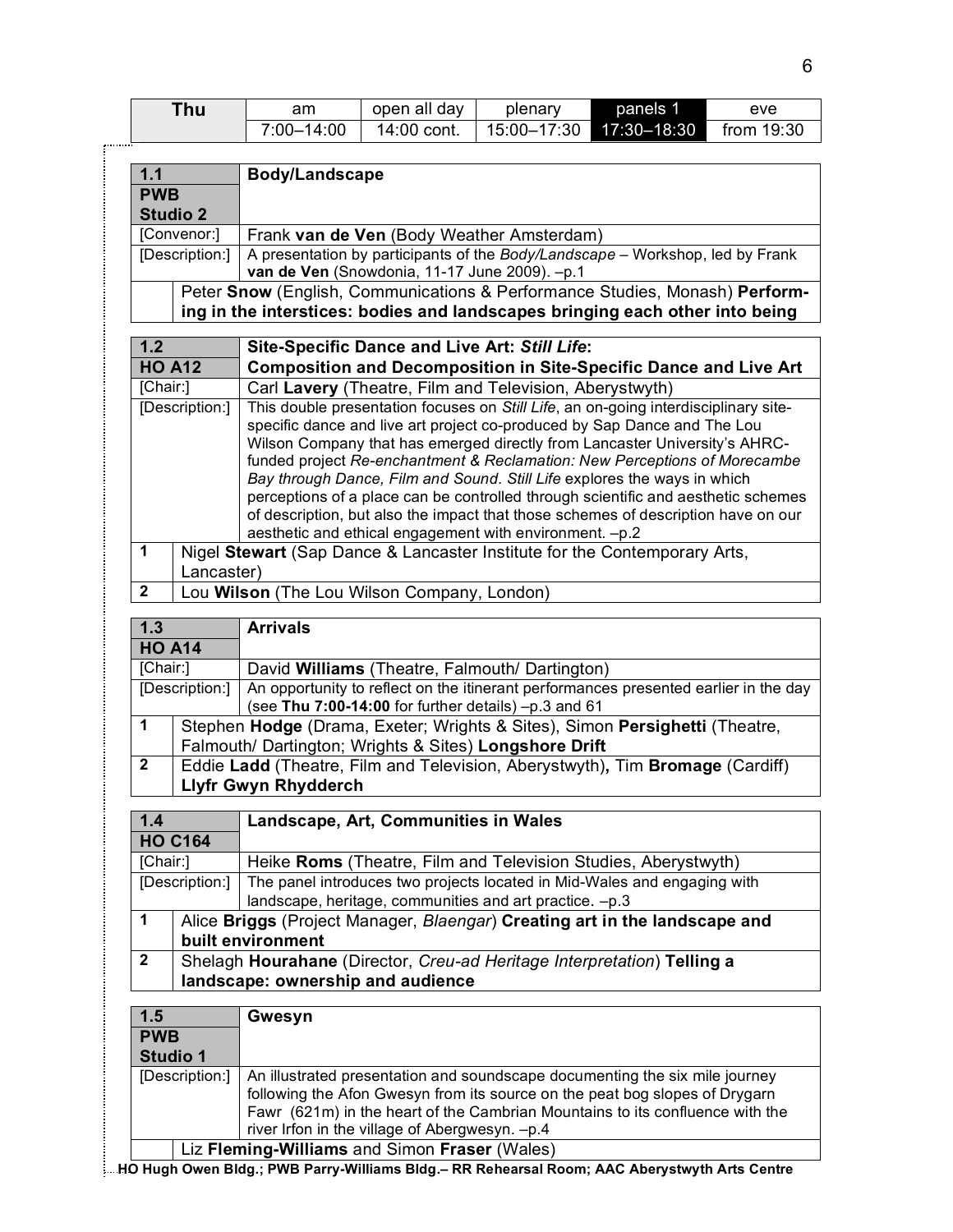| Thu | am | open all day | plenary | panels 1 | eve |
|---|---|---|---|---|---|
| | 7:00–14:00 | 14:00 cont. | 15:00–17:30 | 17:30–18:30 | from 19:30 |

| 1.1 PWB Studio 2 | **Body/Landscape** |
|---|---|
| [Convenor:] | Frank **van de Ven** (Body Weather Amsterdam) |
| [Description:] | A presentation by participants of the *Body/Landscape* – Workshop, led by Frank **van de Ven** (Snowdonia, 11-17 June 2009). –p.1 |
| | Peter **Snow** (English, Communications & Performance Studies, Monash) **Performing in the interstices: bodies and landscapes bringing each other into being** |

| 1.2 HO A12 | **Site-Specific Dance and Live Art: *Still Life*: Composition and Decomposition in Site-Specific Dance and Live Art** |
|---|---|
| [Chair:] | Carl **Lavery** (Theatre, Film and Television, Aberystwyth) |
| [Description:] | This double presentation focuses on *Still Life*, an on-going interdisciplinary site-specific dance and live art project co-produced by Sap Dance and The Lou Wilson Company that has emerged directly from Lancaster University's AHRC-funded project *Re-enchantment & Reclamation: New Perceptions of Morecambe Bay through Dance, Film and Sound*. *Still Life* explores the ways in which perceptions of a place can be controlled through scientific and aesthetic schemes of description, but also the impact that those schemes of description have on our aesthetic and ethical engagement with environment. –p.2 |
| 1 | Nigel **Stewart** (Sap Dance & Lancaster Institute for the Contemporary Arts, Lancaster) |
| 2 | Lou **Wilson** (The Lou Wilson Company, London) |

| 1.3 HO A14 | **Arrivals** |
|---|---|
| [Chair:] | David **Williams** (Theatre, Falmouth/ Dartington) |
| [Description:] | An opportunity to reflect on the itinerant performances presented earlier in the day (see **Thu 7:00-14:00** for further details) –p.3 and 61 |
| 1 | Stephen **Hodge** (Drama, Exeter; Wrights & Sites), Simon **Persighetti** (Theatre, Falmouth/ Dartington; Wrights & Sites) **Longshore Drift** |
| 2 | Eddie **Ladd** (Theatre, Film and Television, Aberystwyth), Tim **Bromage** (Cardiff) **Llyfr Gwyn Rhydderch** |

| 1.4 HO C164 | **Landscape, Art, Communities in Wales** |
|---|---|
| [Chair:] | Heike **Roms** (Theatre, Film and Television Studies, Aberystwyth) |
| [Description:] | The panel introduces two projects located in Mid-Wales and engaging with landscape, heritage, communities and art practice. –p.3 |
| 1 | Alice **Briggs** (Project Manager, *Blaengar*) **Creating art in the landscape and built environment** |
| 2 | Shelagh **Hourahane** (Director, *Creu-ad Heritage Interpretation*) **Telling a landscape: ownership and audience** |

| 1.5 PWB Studio 1 | **Gwesyn** |
|---|---|
| [Description:] | An illustrated presentation and soundscape documenting the six mile journey following the Afon Gwesyn from its source on the peat bog slopes of Drygarn Fawr (621m) in the heart of the Cambrian Mountains to its confluence with the river Irfon in the village of Abergwesyn. –p.4 |
| | Liz **Fleming-Williams** and Simon **Fraser** (Wales) |

**HO Hugh Owen Bldg.; PWB Parry-Williams Bldg.– RR Rehearsal Room; AAC Aberystwyth Arts Centre**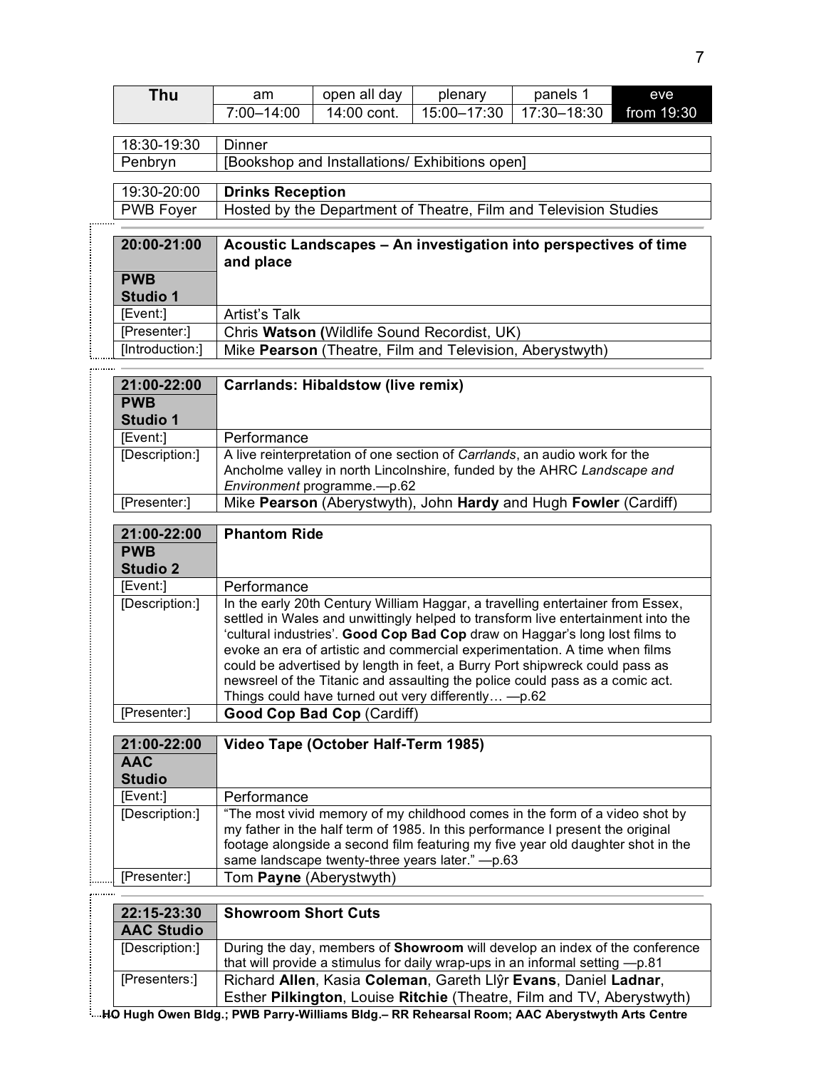| Thu | am | open all day | plenary | panels 1 | eve |
|---|---|---|---|---|---|
| | 7:00–14:00 | 14:00 cont. | 15:00–17:30 | 17:30–18:30 | from 19:30 |

| 18:30-19:30 | Dinner |
|---|---|
| Penbryn | [Bookshop and Installations/ Exhibitions open] |

| 19:30-20:00 | **Drinks Reception** |
|---|---|
| PWB Foyer | Hosted by the Department of Theatre, Film and Television Studies |

| **20:00-21:00** | **Acoustic Landscapes – An investigation into perspectives of time and place** |
|---|---|
| **PWB Studio 1** | |
| [Event:] | Artist's Talk |
| [Presenter:] | Chris **Watson (**Wildlife Sound Recordist, UK) |
| [Introduction:] | Mike **Pearson** (Theatre, Film and Television, Aberystwyth) |

| **21:00-22:00** | **Carrlands: Hibaldstow (live remix)** |
|---|---|
| **PWB Studio 1** | |
| [Event:] | Performance |
| [Description:] | A live reinterpretation of one section of *Carrlands*, an audio work for the Ancholme valley in north Lincolnshire, funded by the AHRC *Landscape and Environment* programme.—p.62 |
| [Presenter:] | Mike **Pearson** (Aberystwyth), John **Hardy** and Hugh **Fowler** (Cardiff) |

| **21:00-22:00** | **Phantom Ride** |
|---|---|
| **PWB Studio 2** | |
| [Event:] | Performance |
| [Description:] | In the early 20th Century William Haggar, a travelling entertainer from Essex, settled in Wales and unwittingly helped to transform live entertainment into the 'cultural industries'. **Good Cop Bad Cop** draw on Haggar's long lost films to evoke an era of artistic and commercial experimentation. A time when films could be advertised by length in feet, a Burry Port shipwreck could pass as newsreel of the Titanic and assaulting the police could pass as a comic act. Things could have turned out very differently… —p.62 |
| [Presenter:] | **Good Cop Bad Cop** (Cardiff) |

| **21:00-22:00** | **Video Tape (October Half-Term 1985)** |
|---|---|
| **AAC Studio** | |
| [Event:] | Performance |
| [Description:] | "The most vivid memory of my childhood comes in the form of a video shot by my father in the half term of 1985. In this performance I present the original footage alongside a second film featuring my five year old daughter shot in the same landscape twenty-three years later." —p.63 |
| [Presenter:] | Tom **Payne** (Aberystwyth) |

| **22:15-23:30** | **Showroom Short Cuts** |
|---|---|
| **AAC Studio** | |
| [Description:] | During the day, members of **Showroom** will develop an index of the conference that will provide a stimulus for daily wrap-ups in an informal setting —p.81 |
| [Presenters:] | Richard **Allen**, Kasia **Coleman**, Gareth Llŷr **Evans**, Daniel **Ladnar**, Esther **Pilkington**, Louise **Ritchie** (Theatre, Film and TV, Aberystwyth) |

**HO Hugh Owen Bldg.; PWB Parry-Williams Bldg.– RR Rehearsal Room; AAC Aberystwyth Arts Centre**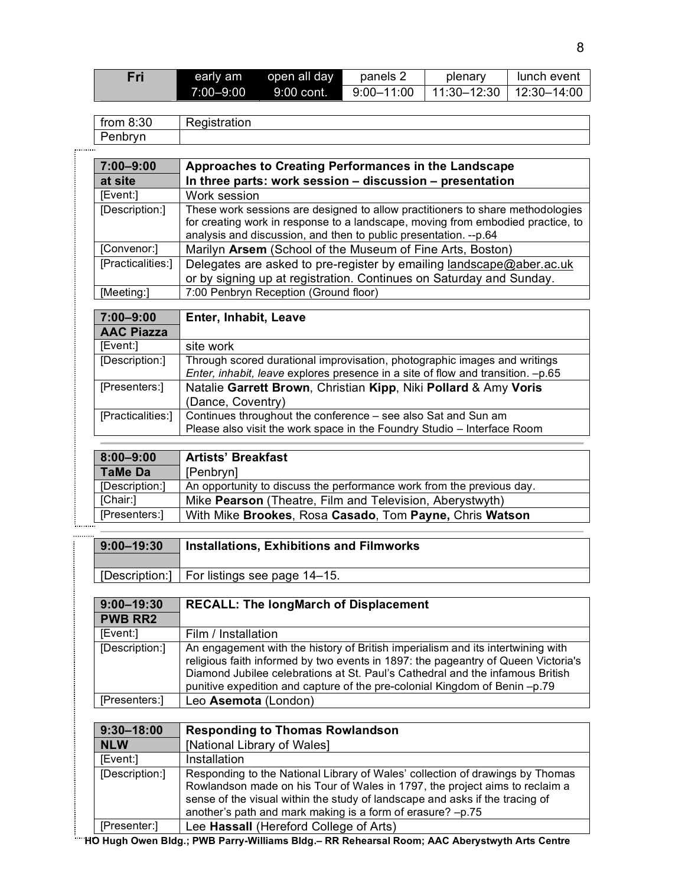| Fri | early am | open all day | panels 2 | plenary | lunch event |
|---|---|---|---|---|---|
| | 7:00–9:00 | 9:00 cont. | 9:00–11:00 | 11:30–12:30 | 12:30–14:00 |

| from 8:30 Penbryn | Registration |
|---|---|

| 7:00–9:00 at site | **Approaches to Creating Performances in the Landscape In three parts: work session – discussion – presentation** |
|---|---|
| [Event:] | Work session |
| [Description:] | These work sessions are designed to allow practitioners to share methodologies for creating work in response to a landscape, moving from embodied practice, to analysis and discussion, and then to public presentation. --p.64 |
| [Convenor:] | Marilyn **Arsem** (School of the Museum of Fine Arts, Boston) |
| [Practicalities:] | Delegates are asked to pre-register by emailing landscape@aber.ac.uk or by signing up at registration. Continues on Saturday and Sunday. |
| [Meeting:] | 7:00 Penbryn Reception (Ground floor) |

| 7:00–9:00 AAC Piazza | **Enter, Inhabit, Leave** |
|---|---|
| [Event:] | site work |
| [Description:] | Through scored durational improvisation, photographic images and writings *Enter, inhabit, leave* explores presence in a site of flow and transition. –p.65 |
| [Presenters:] | Natalie **Garrett Brown**, Christian **Kipp**, Niki **Pollard** & Amy **Voris** (Dance, Coventry) |
| [Practicalities:] | Continues throughout the conference – see also Sat and Sun am Please also visit the work space in the Foundry Studio – Interface Room |

| 8:00–9:00 TaMe Da | **Artists' Breakfast** [Penbryn] |
|---|---|
| [Description:] | An opportunity to discuss the performance work from the previous day. |
| [Chair:] | Mike **Pearson** (Theatre, Film and Television, Aberystwyth) |
| [Presenters:] | With Mike **Brookes**, Rosa **Casado**, Tom **Payne,** Chris **Watson** |

| 9:00–19:30 | **Installations, Exhibitions and Filmworks** |
|---|---|
| [Description:] | For listings see page 14–15. |

| 9:00–19:30 PWB RR2 | **RECALL: The longMarch of Displacement** |
|---|---|
| [Event:] | Film / Installation |
| [Description:] | An engagement with the history of British imperialism and its intertwining with religious faith informed by two events in 1897: the pageantry of Queen Victoria's Diamond Jubilee celebrations at St. Paul's Cathedral and the infamous British punitive expedition and capture of the pre-colonial Kingdom of Benin –p.79 |
| [Presenters:] | Leo **Asemota** (London) |

| 9:30–18:00 NLW | **Responding to Thomas Rowlandson** [National Library of Wales] |
|---|---|
| [Event:] | Installation |
| [Description:] | Responding to the National Library of Wales' collection of drawings by Thomas Rowlandson made on his Tour of Wales in 1797, the project aims to reclaim a sense of the visual within the study of landscape and asks if the tracing of another's path and mark making is a form of erasure? –p.75 |
| [Presenter:] | Lee **Hassall** (Hereford College of Arts) |

**HO Hugh Owen Bldg.; PWB Parry-Williams Bldg.– RR Rehearsal Room; AAC Aberystwyth Arts Centre**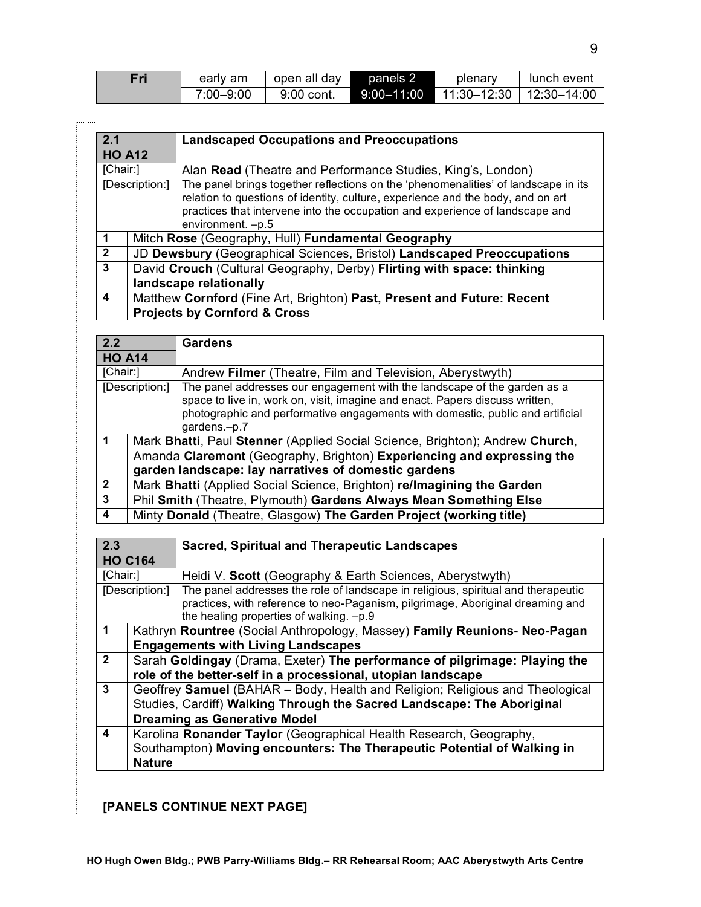| Fri | early am | open all day | panels 2 | plenary | lunch event |
|---|---|---|---|---|---|
| | 7:00–9:00 | 9:00 cont. | 9:00–11:00 | 11:30–12:30 | 12:30–14:00 |

| 2.1 HO A12 | **Landscaped Occupations and Preoccupations** |
|---|---|
| [Chair:] | Alan **Read** (Theatre and Performance Studies, King's, London) |
| [Description:] | The panel brings together reflections on the 'phenomenalities' of landscape in its relation to questions of identity, culture, experience and the body, and on art practices that intervene into the occupation and experience of landscape and environment. –p.5 |
| 1 | Mitch **Rose** (Geography, Hull) **Fundamental Geography** |
| 2 | JD **Dewsbury** (Geographical Sciences, Bristol) **Landscaped Preoccupations** |
| 3 | David **Crouch** (Cultural Geography, Derby) **Flirting with space: thinking landscape relationally** |
| 4 | Matthew **Cornford** (Fine Art, Brighton) **Past, Present and Future: Recent Projects by Cornford & Cross** |

| 2.2 HO A14 | **Gardens** |
|---|---|
| [Chair:] | Andrew **Filmer** (Theatre, Film and Television, Aberystwyth) |
| [Description:] | The panel addresses our engagement with the landscape of the garden as a space to live in, work on, visit, imagine and enact. Papers discuss written, photographic and performative engagements with domestic, public and artificial gardens.–p.7 |
| 1 | Mark **Bhatti**, Paul **Stenner** (Applied Social Science, Brighton); Andrew **Church**, Amanda **Claremont** (Geography, Brighton) **Experiencing and expressing the garden landscape: lay narratives of domestic gardens** |
| 2 | Mark **Bhatti** (Applied Social Science, Brighton) **re/Imagining the Garden** |
| 3 | Phil **Smith** (Theatre, Plymouth) **Gardens Always Mean Something Else** |
| 4 | Minty **Donald** (Theatre, Glasgow) **The Garden Project (working title)** |

| 2.3 HO C164 | **Sacred, Spiritual and Therapeutic Landscapes** |
|---|---|
| [Chair:] | Heidi V. **Scott** (Geography & Earth Sciences, Aberystwyth) |
| [Description:] | The panel addresses the role of landscape in religious, spiritual and therapeutic practices, with reference to neo-Paganism, pilgrimage, Aboriginal dreaming and the healing properties of walking. –p.9 |
| 1 | Kathryn **Rountree** (Social Anthropology, Massey) **Family Reunions- Neo-Pagan Engagements with Living Landscapes** |
| 2 | Sarah **Goldingay** (Drama, Exeter) **The performance of pilgrimage: Playing the role of the better-self in a processional, utopian landscape** |
| 3 | Geoffrey **Samuel** (BAHAR – Body, Health and Religion; Religious and Theological Studies, Cardiff) **Walking Through the Sacred Landscape: The Aboriginal Dreaming as Generative Model** |
| 4 | Karolina **Ronander Taylor** (Geographical Health Research, Geography, Southampton) **Moving encounters: The Therapeutic Potential of Walking in Nature** |

**[PANELS CONTINUE NEXT PAGE]**

**HO Hugh Owen Bldg.; PWB Parry-Williams Bldg.– RR Rehearsal Room; AAC Aberystwyth Arts Centre**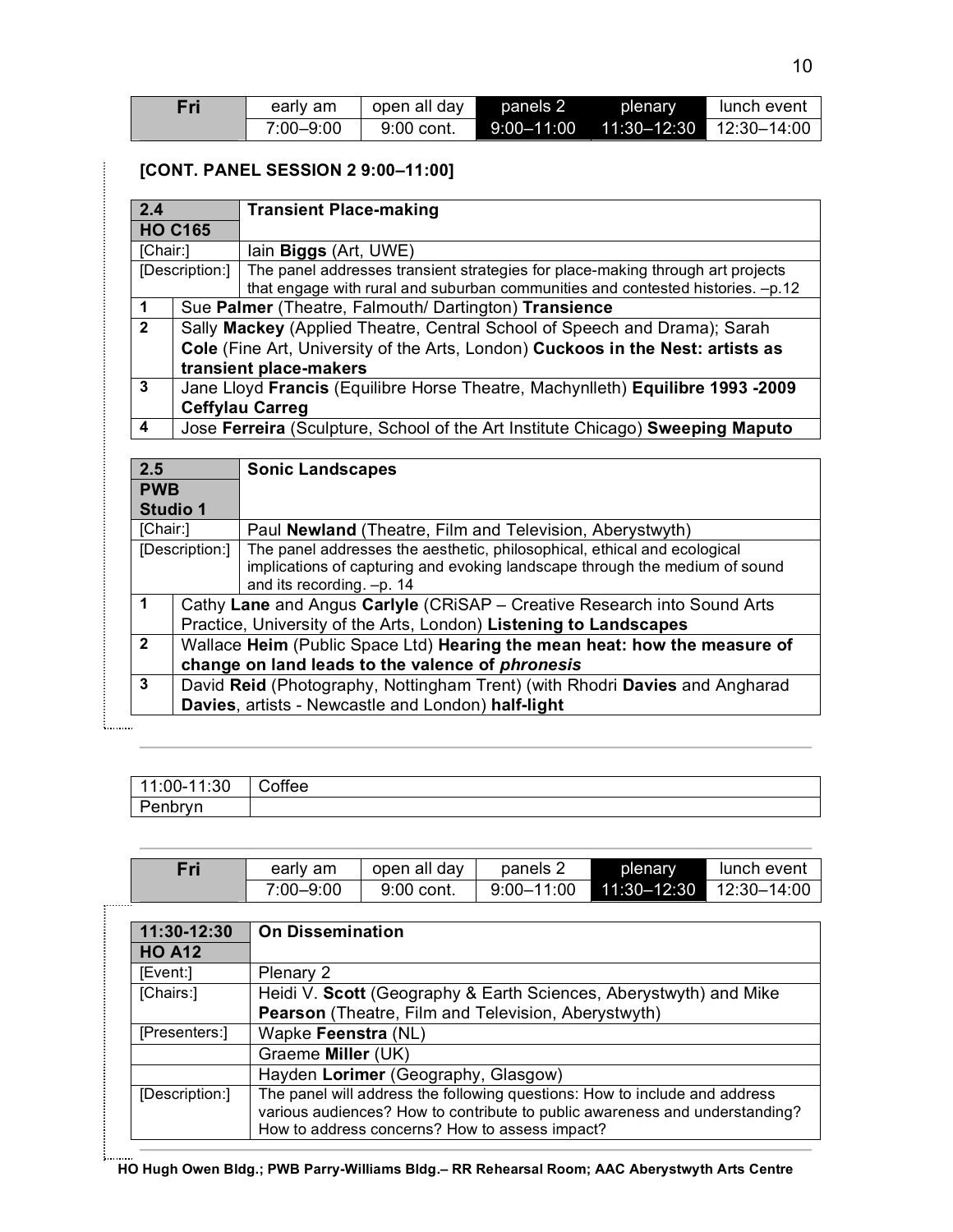| Fri | early am | open all day | panels 2 | plenary | lunch event |
|---|---|---|---|---|---|
| | 7:00–9:00 | 9:00 cont. | 9:00–11:00 | 11:30–12:30 | 12:30–14:00 |

**[CONT. PANEL SESSION 2 9:00–11:00]**

| **2.4 HO C165** | **Transient Place-making** |
|---|---|
| [Chair:] | Iain **Biggs** (Art, UWE) |
| [Description:] | The panel addresses transient strategies for place-making through art projects that engage with rural and suburban communities and contested histories. –p.12 |
| **1** | Sue **Palmer** (Theatre, Falmouth/ Dartington) **Transience** |
| **2** | Sally **Mackey** (Applied Theatre, Central School of Speech and Drama); Sarah **Cole** (Fine Art, University of the Arts, London) **Cuckoos in the Nest: artists as transient place-makers** |
| **3** | Jane Lloyd **Francis** (Equilibre Horse Theatre, Machynlleth) **Equilibre 1993 -2009 Ceffylau Carreg** |
| **4** | Jose **Ferreira** (Sculpture, School of the Art Institute Chicago) **Sweeping Maputo** |

| **2.5 PWB Studio 1** | **Sonic Landscapes** |
|---|---|
| [Chair:] | Paul **Newland** (Theatre, Film and Television, Aberystwyth) |
| [Description:] | The panel addresses the aesthetic, philosophical, ethical and ecological implications of capturing and evoking landscape through the medium of sound and its recording. –p. 14 |
| **1** | Cathy **Lane** and Angus **Carlyle** (CRiSAP – Creative Research into Sound Arts Practice, University of the Arts, London) **Listening to Landscapes** |
| **2** | Wallace **Heim** (Public Space Ltd) **Hearing the mean heat: how the measure of change on land leads to the valence of *phronesis*** |
| **3** | David **Reid** (Photography, Nottingham Trent) (with Rhodri **Davies** and Angharad **Davies**, artists - Newcastle and London) **half-light** |

| 11:00-11:30 Penbryn | Coffee |
|---|---|

| Fri | early am | open all day | panels 2 | plenary | lunch event |
|---|---|---|---|---|---|
| | 7:00–9:00 | 9:00 cont. | 9:00–11:00 | 11:30–12:30 | 12:30–14:00 |

| **11:30-12:30 HO A12** | **On Dissemination** |
|---|---|
| [Event:] | Plenary 2 |
| [Chairs:] | Heidi V. **Scott** (Geography & Earth Sciences, Aberystwyth) and Mike **Pearson** (Theatre, Film and Television, Aberystwyth) |
| [Presenters:] | Wapke **Feenstra** (NL) |
| | Graeme **Miller** (UK) |
| | Hayden **Lorimer** (Geography, Glasgow) |
| [Description:] | The panel will address the following questions: How to include and address various audiences? How to contribute to public awareness and understanding? How to address concerns? How to assess impact? |

**HO Hugh Owen Bldg.; PWB Parry-Williams Bldg.– RR Rehearsal Room; AAC Aberystwyth Arts Centre**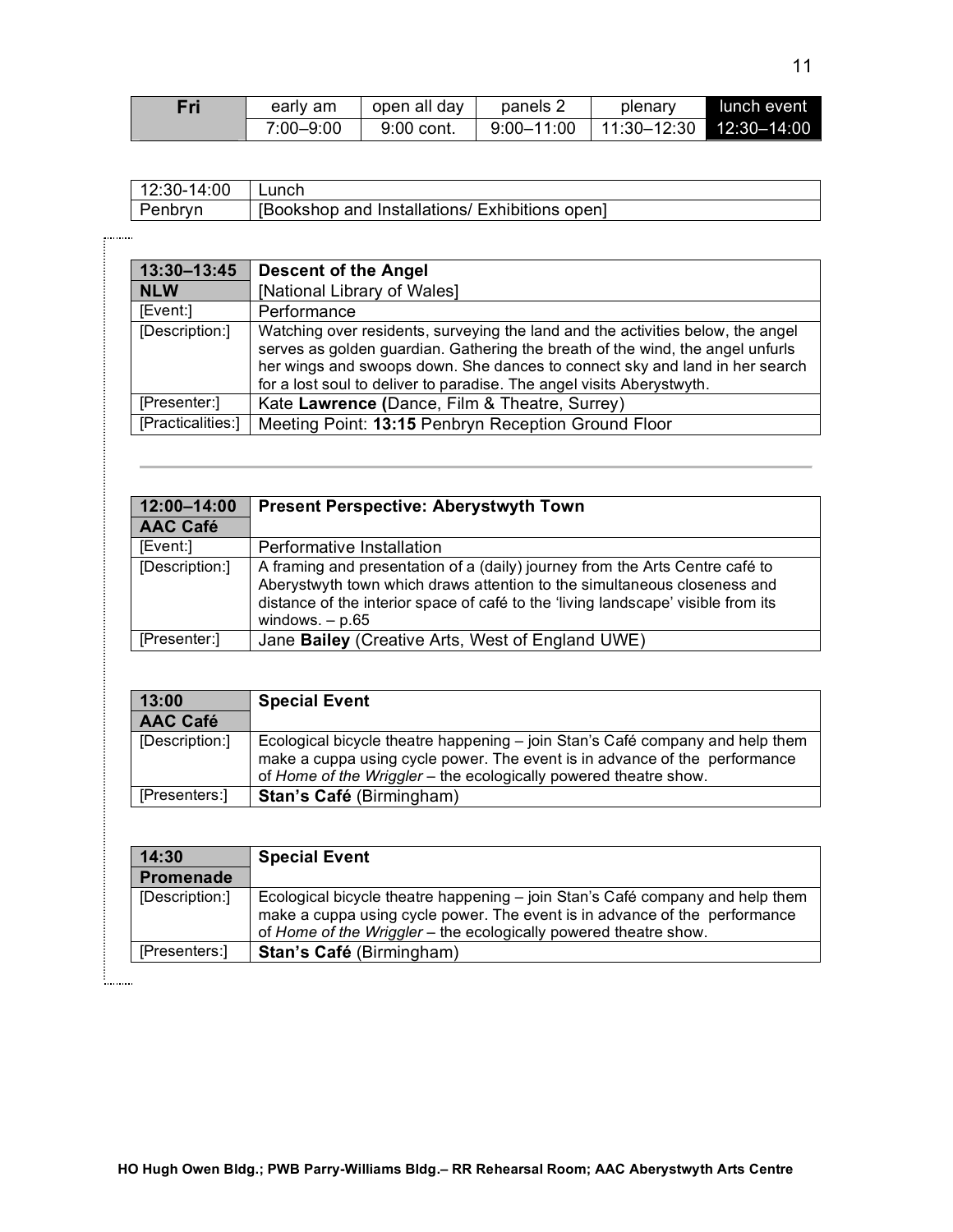| Fri | early am | open all day | panels 2 | plenary | lunch event |
|---|---|---|---|---|---|
| | 7:00–9:00 | 9:00 cont. | 9:00–11:00 | 11:30–12:30 | 12:30–14:00 |

| 12:30-14:00 | Lunch |
|---|---|
| Penbryn | [Bookshop and Installations/ Exhibitions open] |

| **13:30–13:45** | **Descent of the Angel** |
|---|---|
| **NLW** | [National Library of Wales] |
| [Event:] | Performance |
| [Description:] | Watching over residents, surveying the land and the activities below, the angel serves as golden guardian. Gathering the breath of the wind, the angel unfurls her wings and swoops down. She dances to connect sky and land in her search for a lost soul to deliver to paradise. The angel visits Aberystwyth. |
| [Presenter:] | Kate **Lawrence (**Dance, Film & Theatre, Surrey) |
| [Practicalities:] | Meeting Point: **13:15** Penbryn Reception Ground Floor |

---

| **12:00–14:00** | **Present Perspective: Aberystwyth Town** |
|---|---|
| **AAC Café** | |
| [Event:] | Performative Installation |
| [Description:] | A framing and presentation of a (daily) journey from the Arts Centre café to Aberystwyth town which draws attention to the simultaneous closeness and distance of the interior space of café to the 'living landscape' visible from its windows. – p.65 |
| [Presenter:] | Jane **Bailey** (Creative Arts, West of England UWE) |

| **13:00** | **Special Event** |
|---|---|
| **AAC Café** | |
| [Description:] | Ecological bicycle theatre happening – join Stan's Café company and help them make a cuppa using cycle power. The event is in advance of the performance of *Home of the Wriggler* – the ecologically powered theatre show. |
| [Presenters:] | **Stan's Café** (Birmingham) |

| **14:30** | **Special Event** |
|---|---|
| **Promenade** | |
| [Description:] | Ecological bicycle theatre happening – join Stan's Café company and help them make a cuppa using cycle power. The event is in advance of the performance of *Home of the Wriggler* – the ecologically powered theatre show. |
| [Presenters:] | **Stan's Café** (Birmingham) |

**HO Hugh Owen Bldg.; PWB Parry-Williams Bldg.– RR Rehearsal Room; AAC Aberystwyth Arts Centre**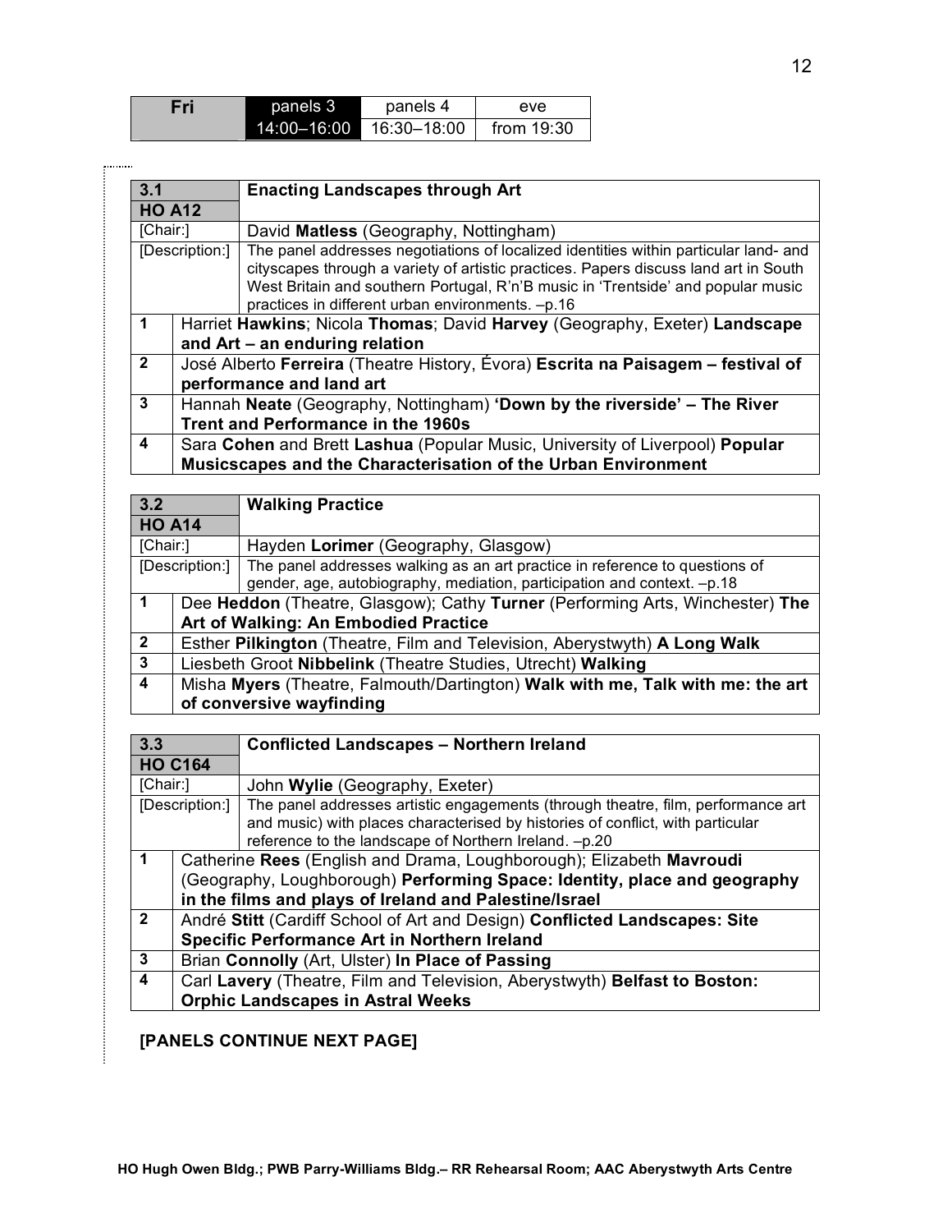| Fri | panels 3 | panels 4 | eve |
|---|---|---|---|
| | 14:00–16:00 | 16:30–18:00 | from 19:30 |

| 3.1 HO A12 | **Enacting Landscapes through Art** |
|---|---|
| [Chair:] | David **Matless** (Geography, Nottingham) |
| [Description:] | The panel addresses negotiations of localized identities within particular land- and cityscapes through a variety of artistic practices. Papers discuss land art in South West Britain and southern Portugal, R'n'B music in 'Trentside' and popular music practices in different urban environments. –p.16 |
| 1 | Harriet **Hawkins**; Nicola **Thomas**; David **Harvey** (Geography, Exeter) **Landscape and Art – an enduring relation** |
| 2 | José Alberto **Ferreira** (Theatre History, Évora) **Escrita na Paisagem – festival of performance and land art** |
| 3 | Hannah **Neate** (Geography, Nottingham) **'Down by the riverside' – The River Trent and Performance in the 1960s** |
| 4 | Sara **Cohen** and Brett **Lashua** (Popular Music, University of Liverpool) **Popular Musicscapes and the Characterisation of the Urban Environment** |

| 3.2 HO A14 | **Walking Practice** |
|---|---|
| [Chair:] | Hayden **Lorimer** (Geography, Glasgow) |
| [Description:] | The panel addresses walking as an art practice in reference to questions of gender, age, autobiography, mediation, participation and context. –p.18 |
| 1 | Dee **Heddon** (Theatre, Glasgow); Cathy **Turner** (Performing Arts, Winchester) **The Art of Walking: An Embodied Practice** |
| 2 | Esther **Pilkington** (Theatre, Film and Television, Aberystwyth) **A Long Walk** |
| 3 | Liesbeth Groot **Nibbelink** (Theatre Studies, Utrecht) **Walking** |
| 4 | Misha **Myers** (Theatre, Falmouth/Dartington) **Walk with me, Talk with me: the art of conversive wayfinding** |

| 3.3 HO C164 | **Conflicted Landscapes – Northern Ireland** |
|---|---|
| [Chair:] | John **Wylie** (Geography, Exeter) |
| [Description:] | The panel addresses artistic engagements (through theatre, film, performance art and music) with places characterised by histories of conflict, with particular reference to the landscape of Northern Ireland. –p.20 |
| 1 | Catherine **Rees** (English and Drama, Loughborough); Elizabeth **Mavroudi** (Geography, Loughborough) **Performing Space: Identity, place and geography in the films and plays of Ireland and Palestine/Israel** |
| 2 | André **Stitt** (Cardiff School of Art and Design) **Conflicted Landscapes: Site Specific Performance Art in Northern Ireland** |
| 3 | Brian **Connolly** (Art, Ulster) **In Place of Passing** |
| 4 | Carl **Lavery** (Theatre, Film and Television, Aberystwyth) **Belfast to Boston: Orphic Landscapes in Astral Weeks** |

**[PANELS CONTINUE NEXT PAGE]**

**HO Hugh Owen Bldg.; PWB Parry-Williams Bldg.– RR Rehearsal Room; AAC Aberystwyth Arts Centre**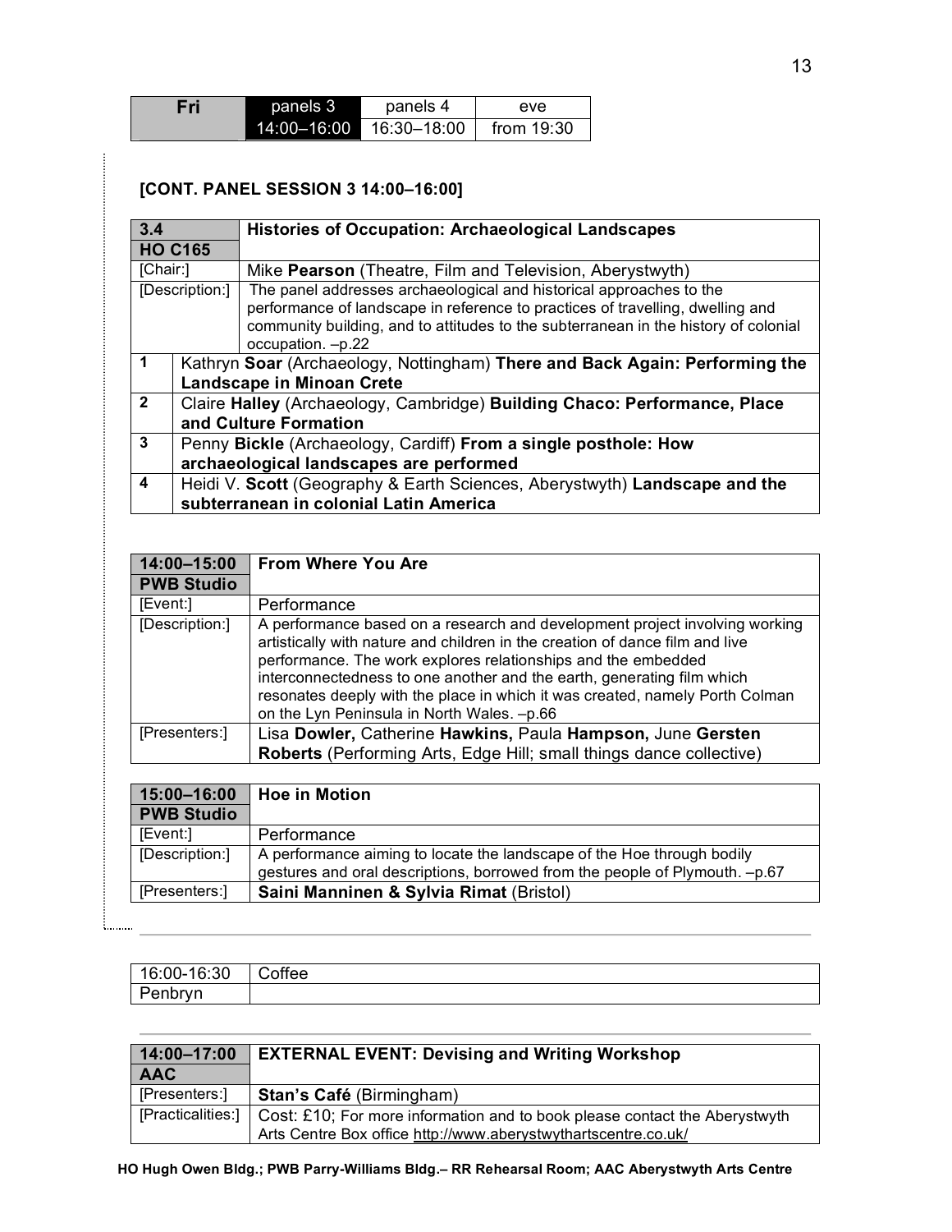| Fri | panels 3 | panels 4 | eve |
|---|---|---|---|
| | 14:00–16:00 | 16:30–18:00 | from 19:30 |

**[CONT. PANEL SESSION 3 14:00–16:00]**

| **3.4** **HO C165** | **Histories of Occupation: Archaeological Landscapes** |
|---|---|
| [Chair:] | Mike **Pearson** (Theatre, Film and Television, Aberystwyth) |
| [Description:] | The panel addresses archaeological and historical approaches to the performance of landscape in reference to practices of travelling, dwelling and community building, and to attitudes to the subterranean in the history of colonial occupation. –p.22 |
| **1** | Kathryn **Soar** (Archaeology, Nottingham) **There and Back Again: Performing the Landscape in Minoan Crete** |
| **2** | Claire **Halley** (Archaeology, Cambridge) **Building Chaco: Performance, Place and Culture Formation** |
| **3** | Penny **Bickle** (Archaeology, Cardiff) **From a single posthole: How archaeological landscapes are performed** |
| **4** | Heidi V. **Scott** (Geography & Earth Sciences, Aberystwyth) **Landscape and the subterranean in colonial Latin America** |

| **14:00–15:00** **PWB Studio** | **From Where You Are** |
|---|---|
| [Event:] | Performance |
| [Description:] | A performance based on a research and development project involving working artistically with nature and children in the creation of dance film and live performance. The work explores relationships and the embedded interconnectedness to one another and the earth, generating film which resonates deeply with the place in which it was created, namely Porth Colman on the Lyn Peninsula in North Wales. –p.66 |
| [Presenters:] | Lisa **Dowler,** Catherine **Hawkins,** Paula **Hampson,** June **Gersten Roberts** (Performing Arts, Edge Hill; small things dance collective) |

| **15:00–16:00** **PWB Studio** | **Hoe in Motion** |
|---|---|
| [Event:] | Performance |
| [Description:] | A performance aiming to locate the landscape of the Hoe through bodily gestures and oral descriptions, borrowed from the people of Plymouth. –p.67 |
| [Presenters:] | **Saini Manninen & Sylvia Rimat** (Bristol) |

| 16:00-16:30 Penbryn | Coffee |
|---|---|

| **14:00–17:00** **AAC** | **EXTERNAL EVENT: Devising and Writing Workshop** |
|---|---|
| [Presenters:] | **Stan's Café** (Birmingham) |
| [Practicalities:] | Cost: £10; For more information and to book please contact the Aberystwyth Arts Centre Box office http://www.aberystwythartscentre.co.uk/ |

**HO Hugh Owen Bldg.; PWB Parry-Williams Bldg.– RR Rehearsal Room; AAC Aberystwyth Arts Centre**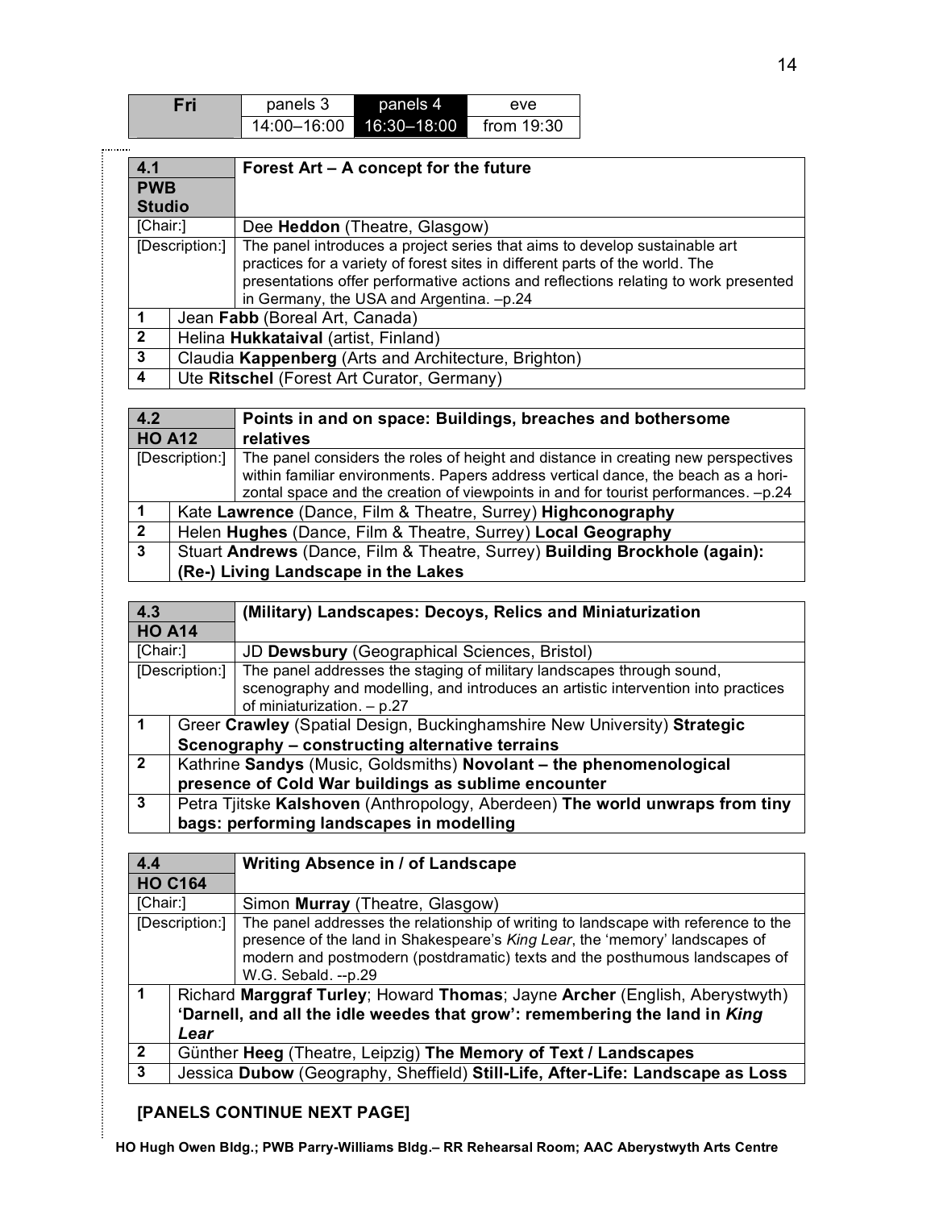| Fri | panels 3 | panels 4 | eve |
|---|---|---|---|
| | 14:00–16:00 | 16:30–18:00 | from 19:30 |

| 4.1 PWB Studio | **Forest Art – A concept for the future** |
|---|---|
| [Chair:] | Dee **Heddon** (Theatre, Glasgow) |
| [Description:] | The panel introduces a project series that aims to develop sustainable art practices for a variety of forest sites in different parts of the world. The presentations offer performative actions and reflections relating to work presented in Germany, the USA and Argentina. –p.24 |
| 1 | Jean **Fabb** (Boreal Art, Canada) |
| 2 | Helina **Hukkataival** (artist, Finland) |
| 3 | Claudia **Kappenberg** (Arts and Architecture, Brighton) |
| 4 | Ute **Ritschel** (Forest Art Curator, Germany) |

| 4.2 HO A12 | **Points in and on space: Buildings, breaches and bothersome relatives** |
|---|---|
| [Description:] | The panel considers the roles of height and distance in creating new perspectives within familiar environments. Papers address vertical dance, the beach as a horizontal space and the creation of viewpoints in and for tourist performances. –p.24 |
| 1 | Kate **Lawrence** (Dance, Film & Theatre, Surrey) **Highconography** |
| 2 | Helen **Hughes** (Dance, Film & Theatre, Surrey) **Local Geography** |
| 3 | Stuart **Andrews** (Dance, Film & Theatre, Surrey) **Building Brockhole (again): (Re-) Living Landscape in the Lakes** |

| 4.3 HO A14 | **(Military) Landscapes: Decoys, Relics and Miniaturization** |
|---|---|
| [Chair:] | JD **Dewsbury** (Geographical Sciences, Bristol) |
| [Description:] | The panel addresses the staging of military landscapes through sound, scenography and modelling, and introduces an artistic intervention into practices of miniaturization. – p.27 |
| 1 | Greer **Crawley** (Spatial Design, Buckinghamshire New University) **Strategic Scenography – constructing alternative terrains** |
| 2 | Kathrine **Sandys** (Music, Goldsmiths) **Novolant – the phenomenological presence of Cold War buildings as sublime encounter** |
| 3 | Petra Tjitske **Kalshoven** (Anthropology, Aberdeen) **The world unwraps from tiny bags: performing landscapes in modelling** |

| 4.4 HO C164 | **Writing Absence in / of Landscape** |
|---|---|
| [Chair:] | Simon **Murray** (Theatre, Glasgow) |
| [Description:] | The panel addresses the relationship of writing to landscape with reference to the presence of the land in Shakespeare's *King Lear*, the 'memory' landscapes of modern and postmodern (postdramatic) texts and the posthumous landscapes of W.G. Sebald. --p.29 |
| 1 | Richard **Marggraf Turley**; Howard **Thomas**; Jayne **Archer** (English, Aberystwyth) **'Darnell, and all the idle weedes that grow': remembering the land in *King Lear*** |
| 2 | Günther **Heeg** (Theatre, Leipzig) **The Memory of Text / Landscapes** |
| 3 | Jessica **Dubow** (Geography, Sheffield) **Still-Life, After-Life: Landscape as Loss** |

**[PANELS CONTINUE NEXT PAGE]**

**HO Hugh Owen Bldg.; PWB Parry-Williams Bldg.– RR Rehearsal Room; AAC Aberystwyth Arts Centre**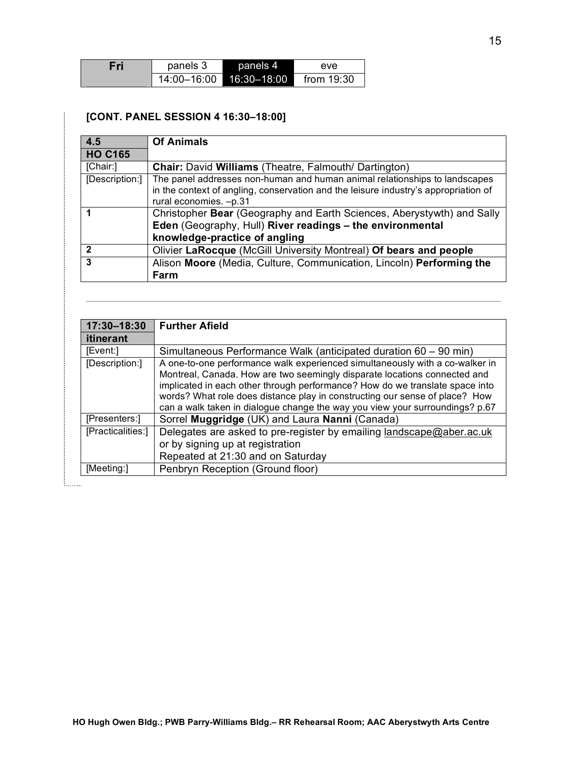| Fri | panels 3 | panels 4 | eve |
|---|---|---|---|
| | 14:00–16:00 | 16:30–18:00 | from 19:30 |

**[CONT. PANEL SESSION 4 16:30–18:00]**

| 4.5 HO C165 | Of Animals |
|---|---|
| [Chair:] | **Chair:** David **Williams** (Theatre, Falmouth/ Dartington) |
| [Description:] | The panel addresses non-human and human animal relationships to landscapes in the context of angling, conservation and the leisure industry's appropriation of rural economies. –p.31 |
| **1** | Christopher **Bear** (Geography and Earth Sciences, Aberystywth) and Sally **Eden** (Geography, Hull) **River readings – the environmental knowledge-practice of angling** |
| **2** | Olivier **LaRocque** (McGill University Montreal) **Of bears and people** |
| **3** | Alison **Moore** (Media, Culture, Communication, Lincoln) **Performing the Farm** |

---

| 17:30–18:30 itinerant | Further Afield |
|---|---|
| [Event:] | Simultaneous Performance Walk (anticipated duration 60 – 90 min) |
| [Description:] | A one-to-one performance walk experienced simultaneously with a co-walker in Montreal, Canada. How are two seemingly disparate locations connected and implicated in each other through performance? How do we translate space into words? What role does distance play in constructing our sense of place? How can a walk taken in dialogue change the way you view your surroundings? p.67 |
| [Presenters:] | Sorrel **Muggridge** (UK) and Laura **Nanni** (Canada) |
| [Practicalities:] | Delegates are asked to pre-register by emailing landscape@aber.ac.uk or by signing up at registration<br>Repeated at 21:30 and on Saturday |
| [Meeting:] | Penbryn Reception (Ground floor) |

**HO Hugh Owen Bldg.; PWB Parry-Williams Bldg.– RR Rehearsal Room; AAC Aberystwyth Arts Centre**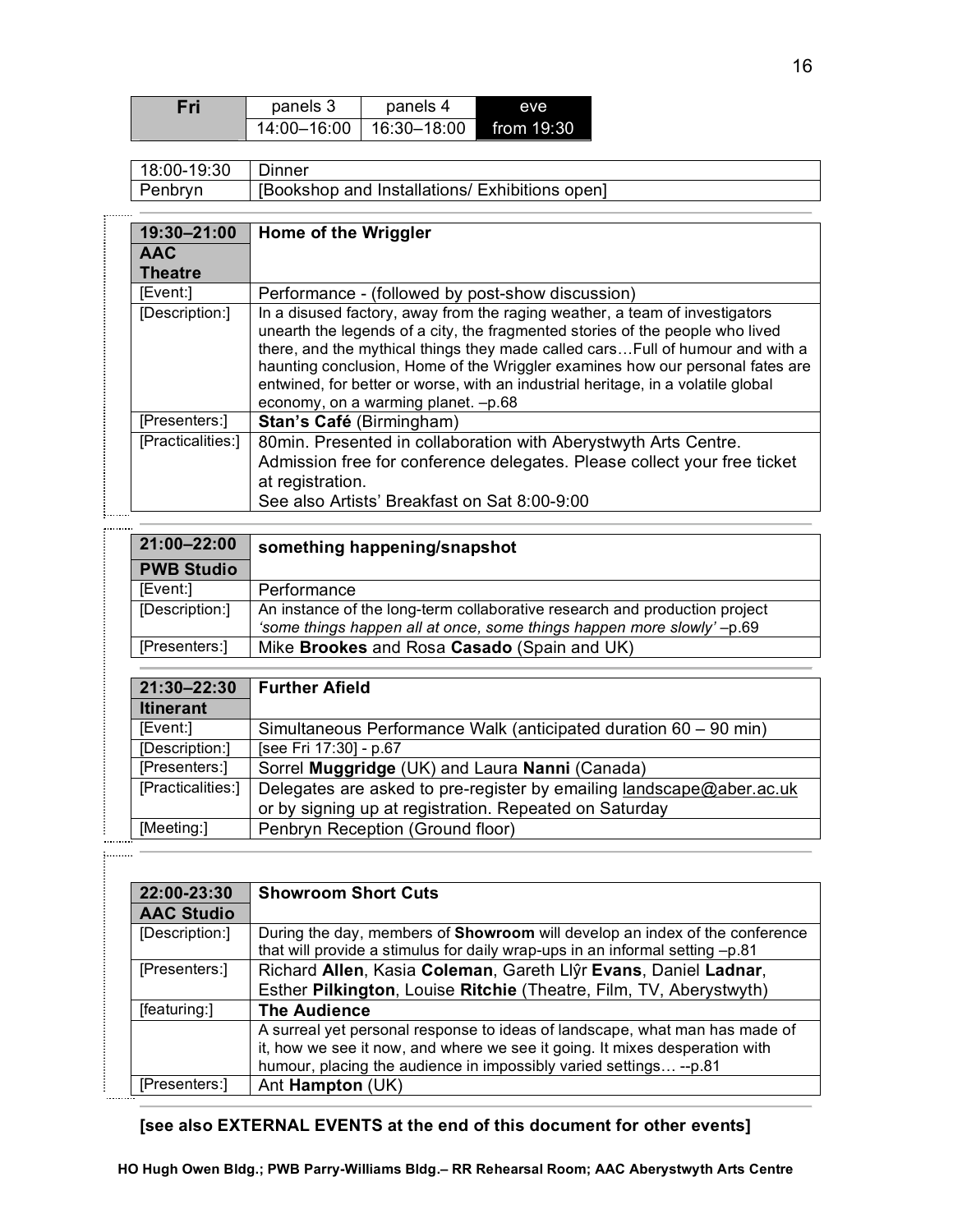| Fri | panels 3 | panels 4 | eve |
|---|---|---|---|
| | 14:00–16:00 | 16:30–18:00 | from 19:30 |

| 18:00-19:30 | Dinner |
|---|---|
| Penbryn | [Bookshop and Installations/ Exhibitions open] |

| 19:30–21:00 AAC Theatre | **Home of the Wriggler** |
|---|---|
| [Event:] | Performance - (followed by post-show discussion) |
| [Description:] | In a disused factory, away from the raging weather, a team of investigators unearth the legends of a city, the fragmented stories of the people who lived there, and the mythical things they made called cars…Full of humour and with a haunting conclusion, Home of the Wriggler examines how our personal fates are entwined, for better or worse, with an industrial heritage, in a volatile global economy, on a warming planet. –p.68 |
| [Presenters:] | **Stan's Café** (Birmingham) |
| [Practicalities:] | 80min. Presented in collaboration with Aberystwyth Arts Centre. Admission free for conference delegates. Please collect your free ticket at registration. See also Artists' Breakfast on Sat 8:00-9:00 |

| 21:00–22:00 PWB Studio | **something happening/snapshot** |
|---|---|
| [Event:] | Performance |
| [Description:] | An instance of the long-term collaborative research and production project *'some things happen all at once, some things happen more slowly'* –p.69 |
| [Presenters:] | Mike **Brookes** and Rosa **Casado** (Spain and UK) |

| 21:30–22:30 Itinerant | **Further Afield** |
|---|---|
| [Event:] | Simultaneous Performance Walk (anticipated duration 60 – 90 min) |
| [Description:] | [see Fri 17:30] - p.67 |
| [Presenters:] | Sorrel **Muggridge** (UK) and Laura **Nanni** (Canada) |
| [Practicalities:] | Delegates are asked to pre-register by emailing landscape@aber.ac.uk or by signing up at registration. Repeated on Saturday |
| [Meeting:] | Penbryn Reception (Ground floor) |

| 22:00-23:30 AAC Studio | **Showroom Short Cuts** |
|---|---|
| [Description:] | During the day, members of **Showroom** will develop an index of the conference that will provide a stimulus for daily wrap-ups in an informal setting –p.81 |
| [Presenters:] | Richard **Allen**, Kasia **Coleman**, Gareth Llŷr **Evans**, Daniel **Ladnar**, Esther **Pilkington**, Louise **Ritchie** (Theatre, Film, TV, Aberystwyth) |
| [featuring:] | **The Audience** |
| | A surreal yet personal response to ideas of landscape, what man has made of it, how we see it now, and where we see it going. It mixes desperation with humour, placing the audience in impossibly varied settings… --p.81 |
| [Presenters:] | Ant **Hampton** (UK) |

**[see also EXTERNAL EVENTS at the end of this document for other events]**

**HO Hugh Owen Bldg.; PWB Parry-Williams Bldg.– RR Rehearsal Room; AAC Aberystwyth Arts Centre**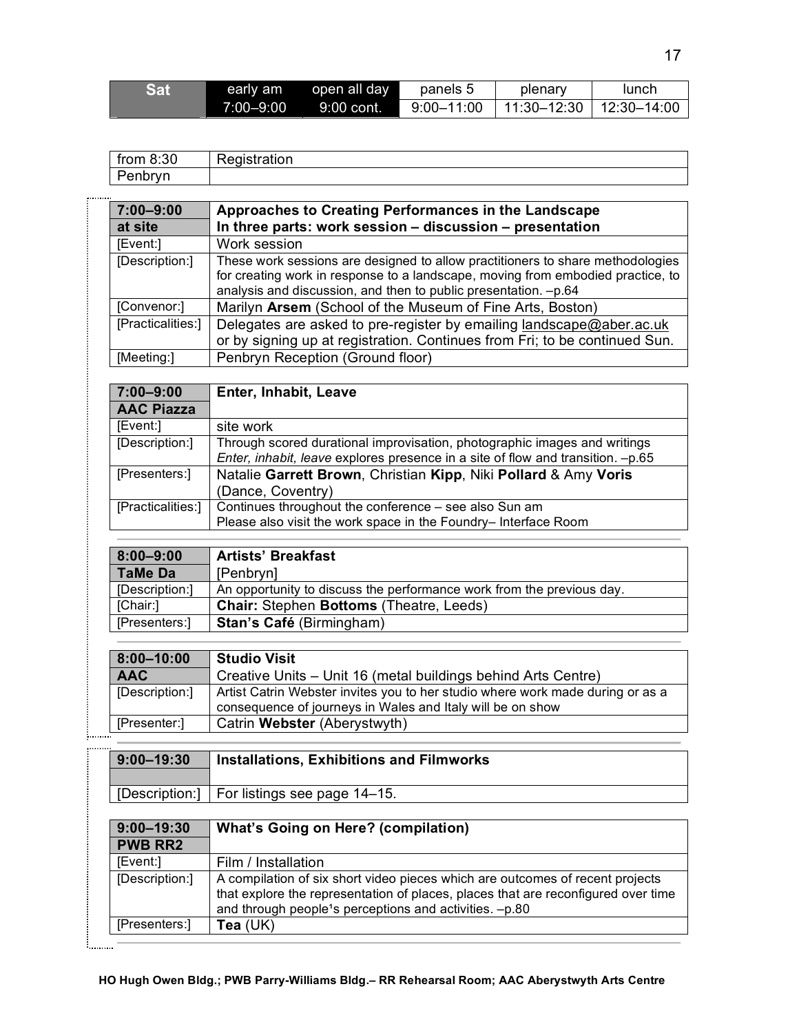| Sat | early am | open all day | panels 5 | plenary | lunch |
|---|---|---|---|---|---|
| | 7:00–9:00 | 9:00 cont. | 9:00–11:00 | 11:30–12:30 | 12:30–14:00 |

| from 8:30 Penbryn | Registration |
|---|---|

| 7:00–9:00 at site | **Approaches to Creating Performances in the Landscape In three parts: work session – discussion – presentation** |
|---|---|
| [Event:] | Work session |
| [Description:] | These work sessions are designed to allow practitioners to share methodologies for creating work in response to a landscape, moving from embodied practice, to analysis and discussion, and then to public presentation. –p.64 |
| [Convenor:] | Marilyn **Arsem** (School of the Museum of Fine Arts, Boston) |
| [Practicalities:] | Delegates are asked to pre-register by emailing landscape@aber.ac.uk or by signing up at registration. Continues from Fri; to be continued Sun. |
| [Meeting:] | Penbryn Reception (Ground floor) |

| 7:00–9:00 AAC Piazza | **Enter, Inhabit, Leave** |
|---|---|
| [Event:] | site work |
| [Description:] | Through scored durational improvisation, photographic images and writings *Enter, inhabit, leave* explores presence in a site of flow and transition. –p.65 |
| [Presenters:] | Natalie **Garrett Brown**, Christian **Kipp**, Niki **Pollard** & Amy **Voris** (Dance, Coventry) |
| [Practicalities:] | Continues throughout the conference – see also Sun am Please also visit the work space in the Foundry– Interface Room |

| 8:00–9:00 TaMe Da | **Artists' Breakfast** [Penbryn] |
|---|---|
| [Description:] | An opportunity to discuss the performance work from the previous day. |
| [Chair:] | **Chair:** Stephen **Bottoms** (Theatre, Leeds) |
| [Presenters:] | **Stan's Café** (Birmingham) |

| 8:00–10:00 AAC | **Studio Visit** Creative Units – Unit 16 (metal buildings behind Arts Centre) |
|---|---|
| [Description:] | Artist Catrin Webster invites you to her studio where work made during or as a consequence of journeys in Wales and Italy will be on show |
| [Presenter:] | Catrin **Webster** (Aberystwyth) |

| 9:00–19:30 | **Installations, Exhibitions and Filmworks** |
|---|---|
| [Description:] | For listings see page 14–15. |

| 9:00–19:30 PWB RR2 | **What's Going on Here? (compilation)** |
|---|---|
| [Event:] | Film / Installation |
| [Description:] | A compilation of six short video pieces which are outcomes of recent projects that explore the representation of places, places that are reconfigured over time and through people¹s perceptions and activities. –p.80 |
| [Presenters:] | **Tea** (UK) |

**HO Hugh Owen Bldg.; PWB Parry-Williams Bldg.– RR Rehearsal Room; AAC Aberystwyth Arts Centre**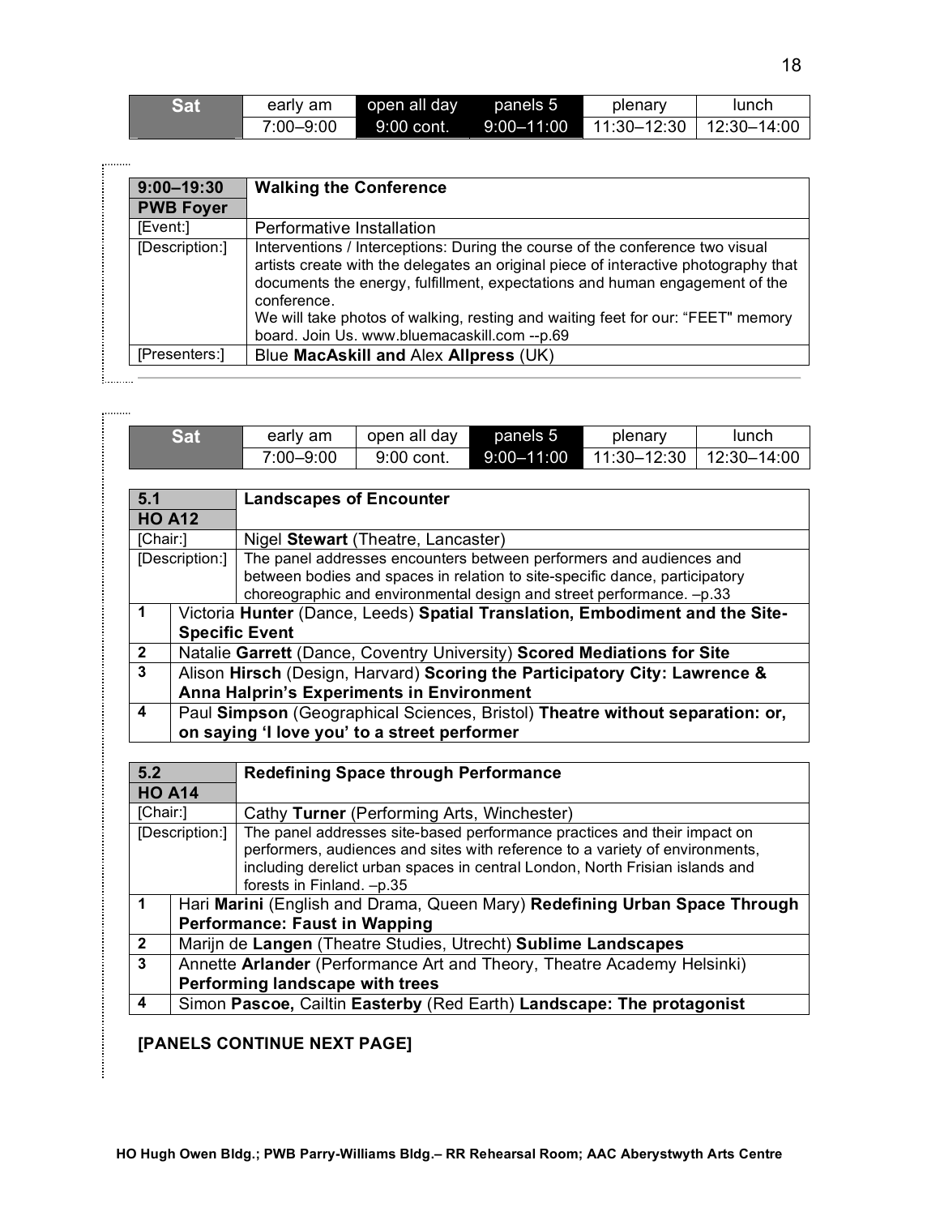| Sat | early am | open all day | panels 5 | plenary | lunch |
|---|---|---|---|---|---|
| | 7:00–9:00 | 9:00 cont. | 9:00–11:00 | 11:30–12:30 | 12:30–14:00 |

| 9:00–19:30 **PWB Foyer** | **Walking the Conference** |
|---|---|
| [Event:] | Performative Installation |
| [Description:] | Interventions / Interceptions: During the course of the conference two visual artists create with the delegates an original piece of interactive photography that documents the energy, fulfillment, expectations and human engagement of the conference. We will take photos of walking, resting and waiting feet for our: "FEET" memory board. Join Us. www.bluemacaskill.com --p.69 |
| [Presenters:] | Blue **MacAskill and** Alex **Allpress** (UK) |

| Sat | early am | open all day | panels 5 | plenary | lunch |
|---|---|---|---|---|---|
| | 7:00–9:00 | 9:00 cont. | 9:00–11:00 | 11:30–12:30 | 12:30–14:00 |

| **5.1 HO A12** | **Landscapes of Encounter** |
|---|---|
| [Chair:] | Nigel **Stewart** (Theatre, Lancaster) |
| [Description:] | The panel addresses encounters between performers and audiences and between bodies and spaces in relation to site-specific dance, participatory choreographic and environmental design and street performance. –p.33 |
| **1** | Victoria **Hunter** (Dance, Leeds) **Spatial Translation, Embodiment and the Site-Specific Event** |
| **2** | Natalie **Garrett** (Dance, Coventry University) **Scored Mediations for Site** |
| **3** | Alison **Hirsch** (Design, Harvard) **Scoring the Participatory City: Lawrence & Anna Halprin's Experiments in Environment** |
| **4** | Paul **Simpson** (Geographical Sciences, Bristol) **Theatre without separation: or, on saying 'I love you' to a street performer** |

| **5.2 HO A14** | **Redefining Space through Performance** |
|---|---|
| [Chair:] | Cathy **Turner** (Performing Arts, Winchester) |
| [Description:] | The panel addresses site-based performance practices and their impact on performers, audiences and sites with reference to a variety of environments, including derelict urban spaces in central London, North Frisian islands and forests in Finland. –p.35 |
| **1** | Hari **Marini** (English and Drama, Queen Mary) **Redefining Urban Space Through Performance: Faust in Wapping** |
| **2** | Marijn de **Langen** (Theatre Studies, Utrecht) **Sublime Landscapes** |
| **3** | Annette **Arlander** (Performance Art and Theory, Theatre Academy Helsinki) **Performing landscape with trees** |
| **4** | Simon **Pascoe,** Cailtin **Easterby** (Red Earth) **Landscape: The protagonist** |

**[PANELS CONTINUE NEXT PAGE]**

**HO Hugh Owen Bldg.; PWB Parry-Williams Bldg.– RR Rehearsal Room; AAC Aberystwyth Arts Centre**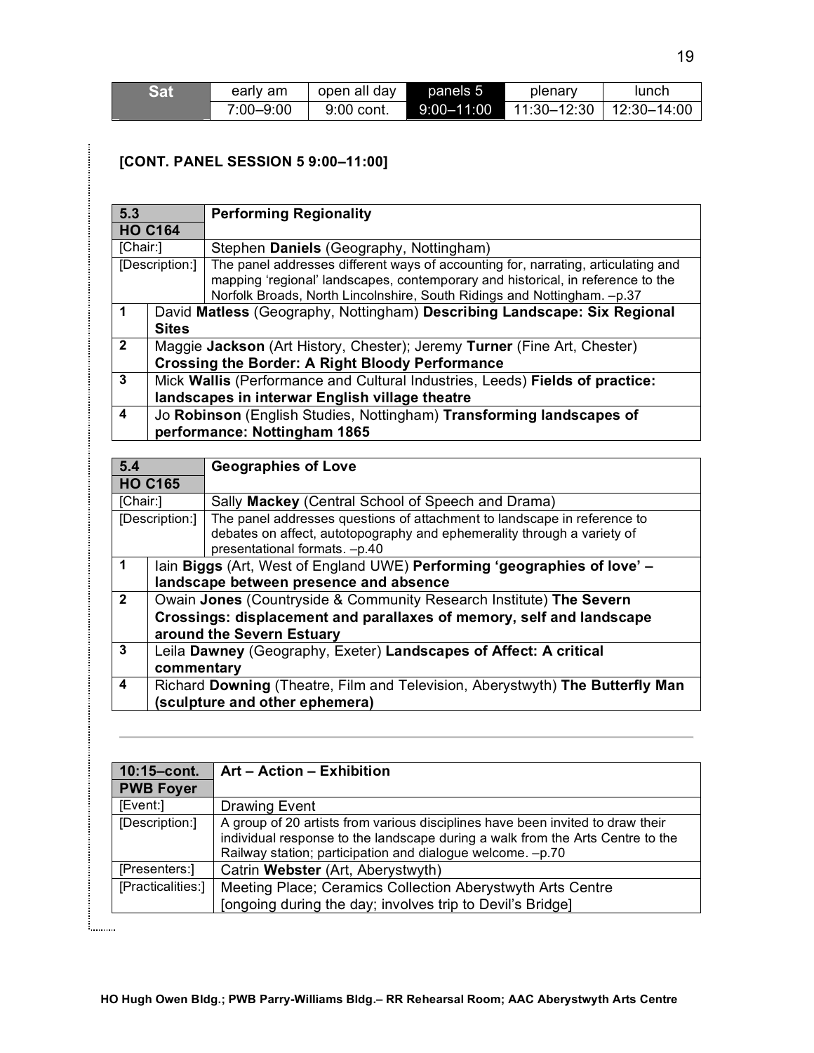| Sat | early am | open all day | panels 5 | plenary | lunch |
|---|---|---|---|---|---|
| | 7:00–9:00 | 9:00 cont. | 9:00–11:00 | 11:30–12:30 | 12:30–14:00 |

**[CONT. PANEL SESSION 5 9:00–11:00]**

| **5.3 HO C164** | **Performing Regionality** |
|---|---|
| [Chair:] | Stephen **Daniels** (Geography, Nottingham) |
| [Description:] | The panel addresses different ways of accounting for, narrating, articulating and mapping 'regional' landscapes, contemporary and historical, in reference to the Norfolk Broads, North Lincolnshire, South Ridings and Nottingham. –p.37 |
| **1** | David **Matless** (Geography, Nottingham) **Describing Landscape: Six Regional Sites** |
| **2** | Maggie **Jackson** (Art History, Chester); Jeremy **Turner** (Fine Art, Chester) **Crossing the Border: A Right Bloody Performance** |
| **3** | Mick **Wallis** (Performance and Cultural Industries, Leeds) **Fields of practice: landscapes in interwar English village theatre** |
| **4** | Jo **Robinson** (English Studies, Nottingham) **Transforming landscapes of performance: Nottingham 1865** |

| **5.4 HO C165** | **Geographies of Love** |
|---|---|
| [Chair:] | Sally **Mackey** (Central School of Speech and Drama) |
| [Description:] | The panel addresses questions of attachment to landscape in reference to debates on affect, autotopography and ephemerality through a variety of presentational formats. –p.40 |
| **1** | Iain **Biggs** (Art, West of England UWE) **Performing 'geographies of love' – landscape between presence and absence** |
| **2** | Owain **Jones** (Countryside & Community Research Institute) **The Severn Crossings: displacement and parallaxes of memory, self and landscape around the Severn Estuary** |
| **3** | Leila **Dawney** (Geography, Exeter) **Landscapes of Affect: A critical commentary** |
| **4** | Richard **Downing** (Theatre, Film and Television, Aberystwyth) **The Butterfly Man (sculpture and other ephemera)** |

---

| **10:15–cont. PWB Foyer** | **Art – Action – Exhibition** |
|---|---|
| [Event:] | Drawing Event |
| [Description:] | A group of 20 artists from various disciplines have been invited to draw their individual response to the landscape during a walk from the Arts Centre to the Railway station; participation and dialogue welcome. –p.70 |
| [Presenters:] | Catrin **Webster** (Art, Aberystwyth) |
| [Practicalities:] | Meeting Place; Ceramics Collection Aberystwyth Arts Centre [ongoing during the day; involves trip to Devil's Bridge] |

**HO Hugh Owen Bldg.; PWB Parry-Williams Bldg.– RR Rehearsal Room; AAC Aberystwyth Arts Centre**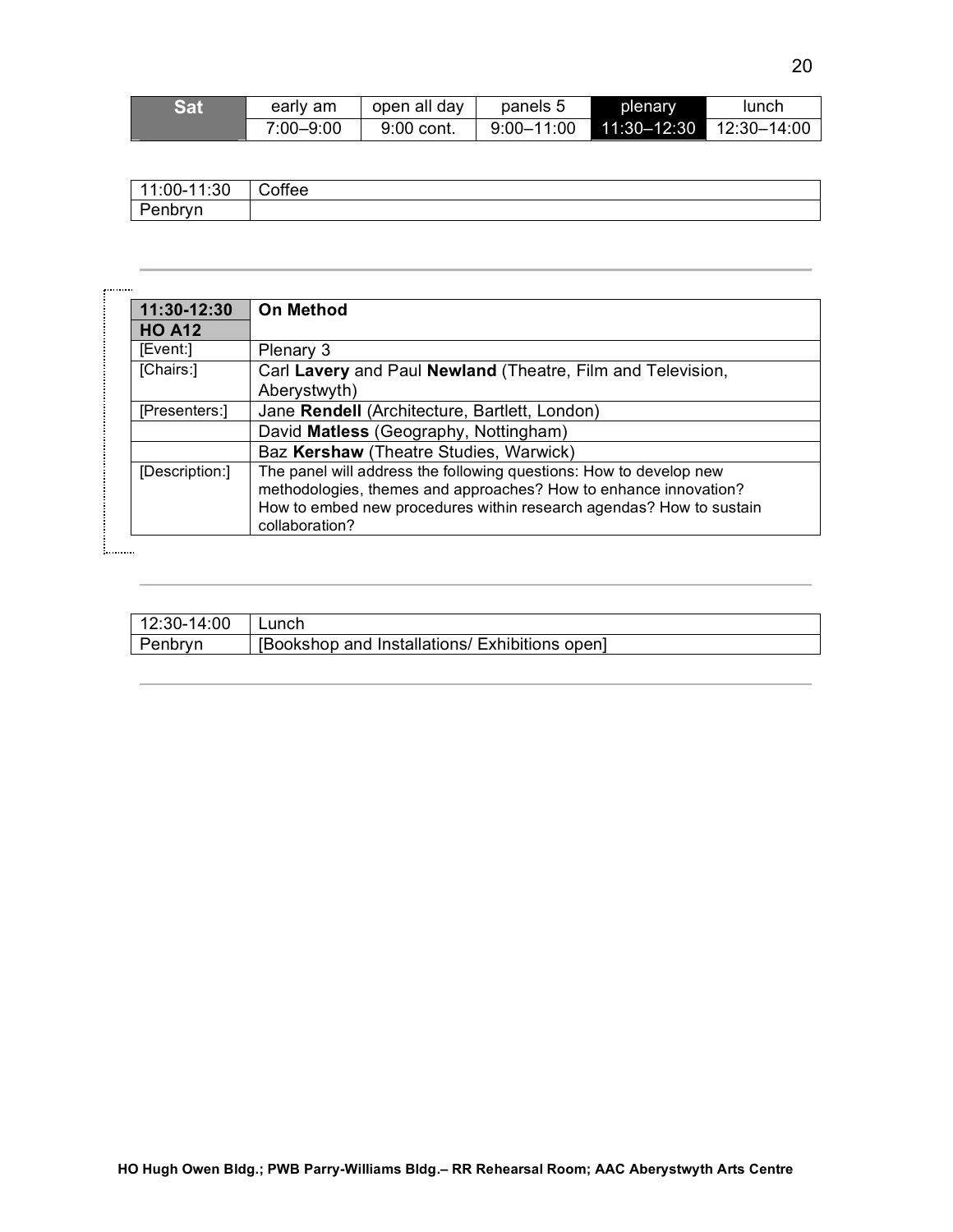| Sat | early am | open all day | panels 5 | plenary | lunch |
|---|---|---|---|---|---|
| | 7:00–9:00 | 9:00 cont. | 9:00–11:00 | 11:30–12:30 | 12:30–14:00 |

| 11:00-11:30 | Coffee |
|---|---|
| Penbryn | |

---

| **11:30-12:30** **HO A12** | **On Method** |
|---|---|
| [Event:] | Plenary 3 |
| [Chairs:] | Carl **Lavery** and Paul **Newland** (Theatre, Film and Television, Aberystwyth) |
| [Presenters:] | Jane **Rendell** (Architecture, Bartlett, London) |
| | David **Matless** (Geography, Nottingham) |
| | Baz **Kershaw** (Theatre Studies, Warwick) |
| [Description:] | The panel will address the following questions: How to develop new methodologies, themes and approaches? How to enhance innovation? How to embed new procedures within research agendas? How to sustain collaboration? |

---

| 12:30-14:00 | Lunch |
|---|---|
| Penbryn | [Bookshop and Installations/ Exhibitions open] |

---

**HO Hugh Owen Bldg.; PWB Parry-Williams Bldg.– RR Rehearsal Room; AAC Aberystwyth Arts Centre**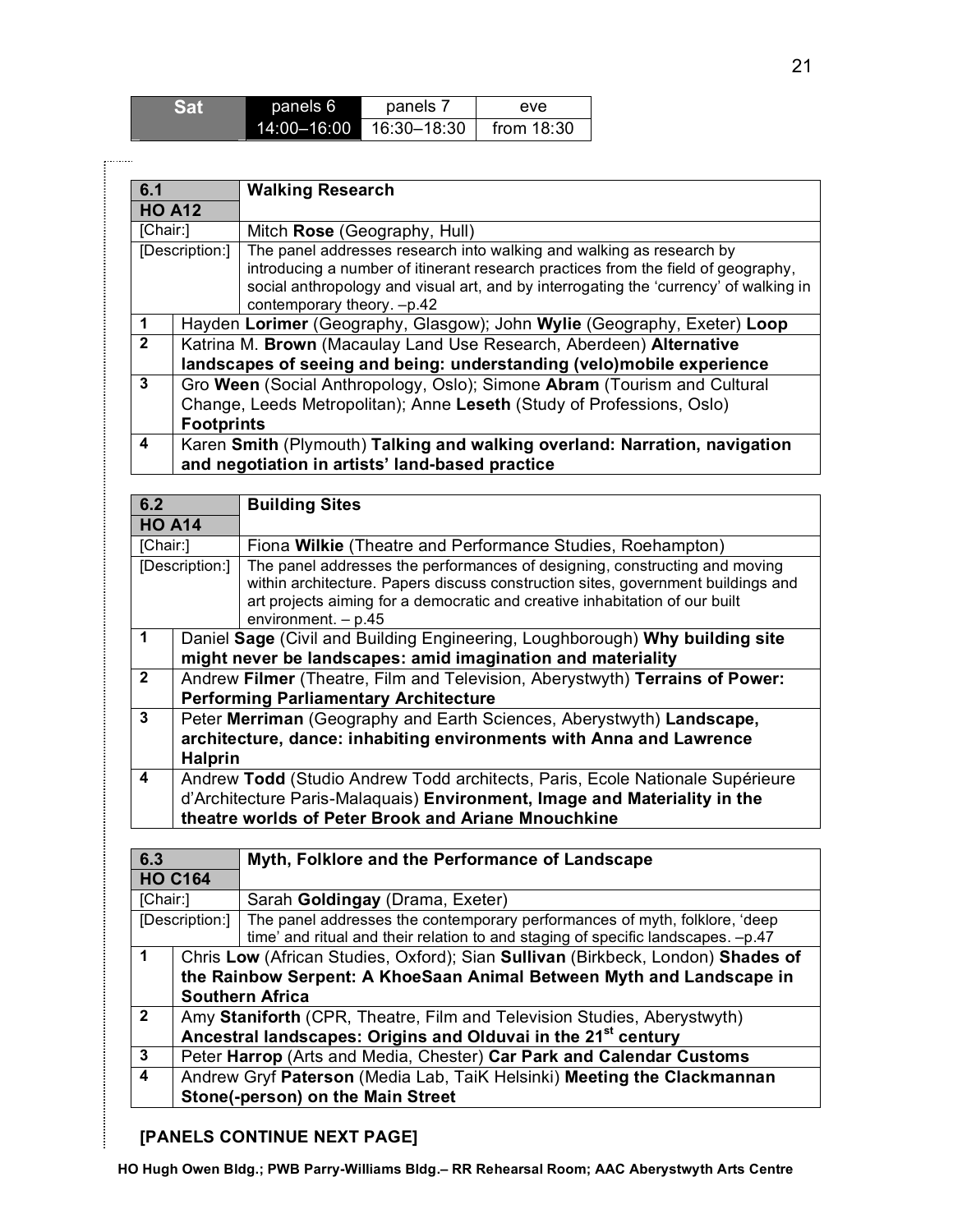| Sat | panels 6 | panels 7 | eve |
|---|---|---|---|
| | 14:00–16:00 | 16:30–18:30 | from 18:30 |

| 6.1<br>HO A12 | **Walking Research** |
|---|---|
| [Chair:] | Mitch **Rose** (Geography, Hull) |
| [Description:] | The panel addresses research into walking and walking as research by introducing a number of itinerant research practices from the field of geography, social anthropology and visual art, and by interrogating the 'currency' of walking in contemporary theory. –p.42 |
| 1 | Hayden **Lorimer** (Geography, Glasgow); John **Wylie** (Geography, Exeter) **Loop** |
| 2 | Katrina M. **Brown** (Macaulay Land Use Research, Aberdeen) **Alternative landscapes of seeing and being: understanding (velo)mobile experience** |
| 3 | Gro **Ween** (Social Anthropology, Oslo); Simone **Abram** (Tourism and Cultural Change, Leeds Metropolitan); Anne **Leseth** (Study of Professions, Oslo) **Footprints** |
| 4 | Karen **Smith** (Plymouth) **Talking and walking overland: Narration, navigation and negotiation in artists' land-based practice** |

| 6.2<br>HO A14 | **Building Sites** |
|---|---|
| [Chair:] | Fiona **Wilkie** (Theatre and Performance Studies, Roehampton) |
| [Description:] | The panel addresses the performances of designing, constructing and moving within architecture. Papers discuss construction sites, government buildings and art projects aiming for a democratic and creative inhabitation of our built environment. – p.45 |
| 1 | Daniel **Sage** (Civil and Building Engineering, Loughborough) **Why building site might never be landscapes: amid imagination and materiality** |
| 2 | Andrew **Filmer** (Theatre, Film and Television, Aberystwyth) **Terrains of Power: Performing Parliamentary Architecture** |
| 3 | Peter **Merriman** (Geography and Earth Sciences, Aberystwyth) **Landscape, architecture, dance: inhabiting environments with Anna and Lawrence Halprin** |
| 4 | Andrew **Todd** (Studio Andrew Todd architects, Paris, Ecole Nationale Supérieure d'Architecture Paris-Malaquais) **Environment, Image and Materiality in the theatre worlds of Peter Brook and Ariane Mnouchkine** |

| 6.3<br>HO C164 | **Myth, Folklore and the Performance of Landscape** |
|---|---|
| [Chair:] | Sarah **Goldingay** (Drama, Exeter) |
| [Description:] | The panel addresses the contemporary performances of myth, folklore, 'deep time' and ritual and their relation to and staging of specific landscapes. –p.47 |
| 1 | Chris **Low** (African Studies, Oxford); Sian **Sullivan** (Birkbeck, London) **Shades of the Rainbow Serpent: A KhoeSaan Animal Between Myth and Landscape in Southern Africa** |
| 2 | Amy **Staniforth** (CPR, Theatre, Film and Television Studies, Aberystwyth) **Ancestral landscapes: Origins and Olduvai in the 21st century** |
| 3 | Peter **Harrop** (Arts and Media, Chester) **Car Park and Calendar Customs** |
| 4 | Andrew Gryf **Paterson** (Media Lab, TaiK Helsinki) **Meeting the Clackmannan Stone(-person) on the Main Street** |

**[PANELS CONTINUE NEXT PAGE]**

**HO Hugh Owen Bldg.; PWB Parry-Williams Bldg.– RR Rehearsal Room; AAC Aberystwyth Arts Centre**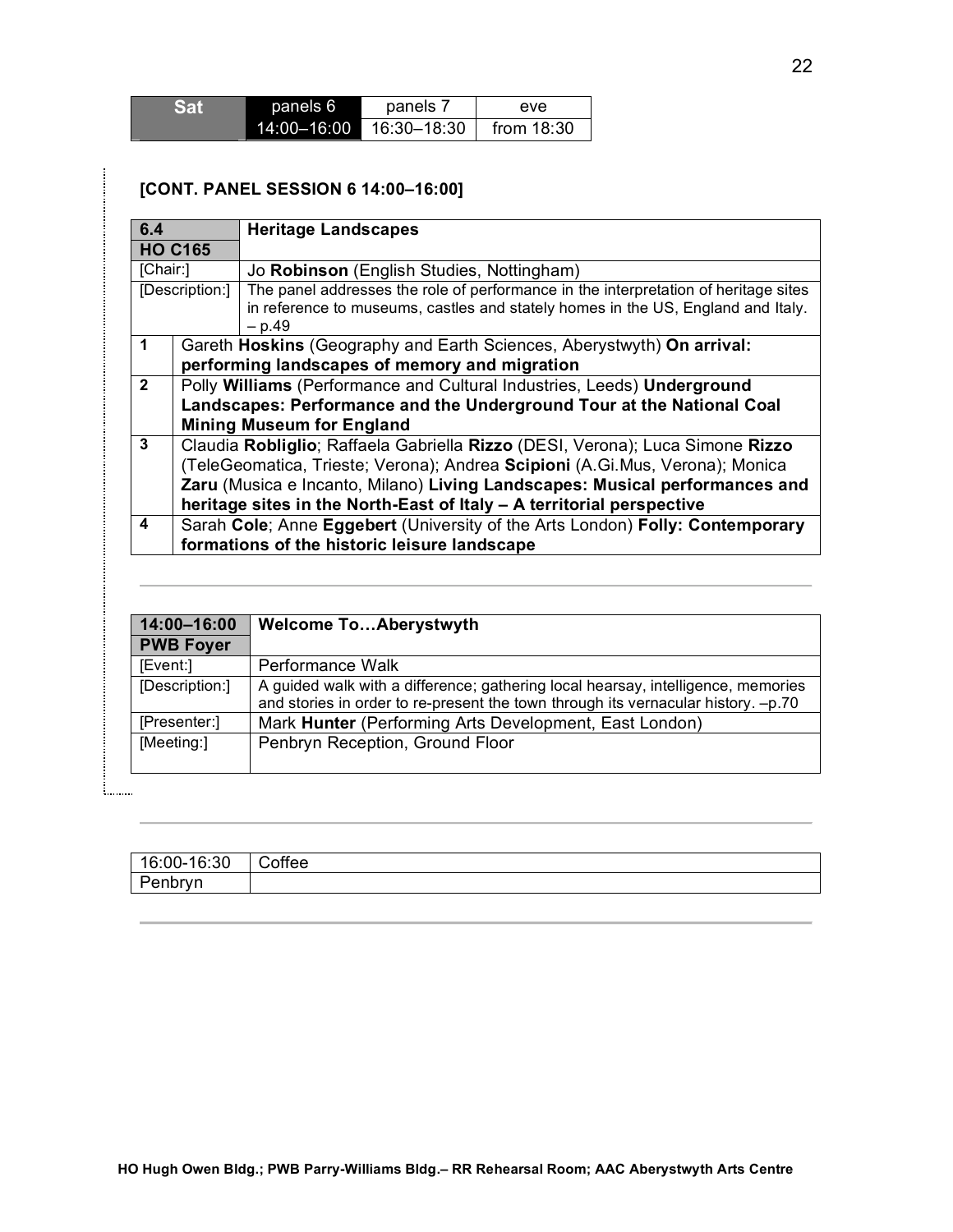| Sat | panels 6 | panels 7 | eve |
|---|---|---|---|
| | 14:00–16:00 | 16:30–18:30 | from 18:30 |

### [CONT. PANEL SESSION 6 14:00–16:00]

| **6.4** **HO C165** | **Heritage Landscapes** |
|---|---|
| [Chair:] | Jo **Robinson** (English Studies, Nottingham) |
| [Description:] | The panel addresses the role of performance in the interpretation of heritage sites in reference to museums, castles and stately homes in the US, England and Italy. – p.49 |
| **1** | Gareth **Hoskins** (Geography and Earth Sciences, Aberystwyth) **On arrival: performing landscapes of memory and migration** |
| **2** | Polly **Williams** (Performance and Cultural Industries, Leeds) **Underground Landscapes: Performance and the Underground Tour at the National Coal Mining Museum for England** |
| **3** | Claudia **Robliglio**; Raffaela Gabriella **Rizzo** (DESI, Verona); Luca Simone **Rizzo** (TeleGeomatica, Trieste; Verona); Andrea **Scipioni** (A.Gi.Mus, Verona); Monica **Zaru** (Musica e Incanto, Milano) **Living Landscapes: Musical performances and heritage sites in the North-East of Italy – A territorial perspective** |
| **4** | Sarah **Cole**; Anne **Eggebert** (University of the Arts London) **Folly: Contemporary formations of the historic leisure landscape** |

| **14:00–16:00** **PWB Foyer** | **Welcome To…Aberystwyth** |
|---|---|
| [Event:] | Performance Walk |
| [Description:] | A guided walk with a difference; gathering local hearsay, intelligence, memories and stories in order to re-present the town through its vernacular history. –p.70 |
| [Presenter:] | Mark **Hunter** (Performing Arts Development, East London) |
| [Meeting:] | Penbryn Reception, Ground Floor |

| 16:00-16:30 | Coffee |
|---|---|
| Penbryn | |

**HO Hugh Owen Bldg.; PWB Parry-Williams Bldg.– RR Rehearsal Room; AAC Aberystwyth Arts Centre**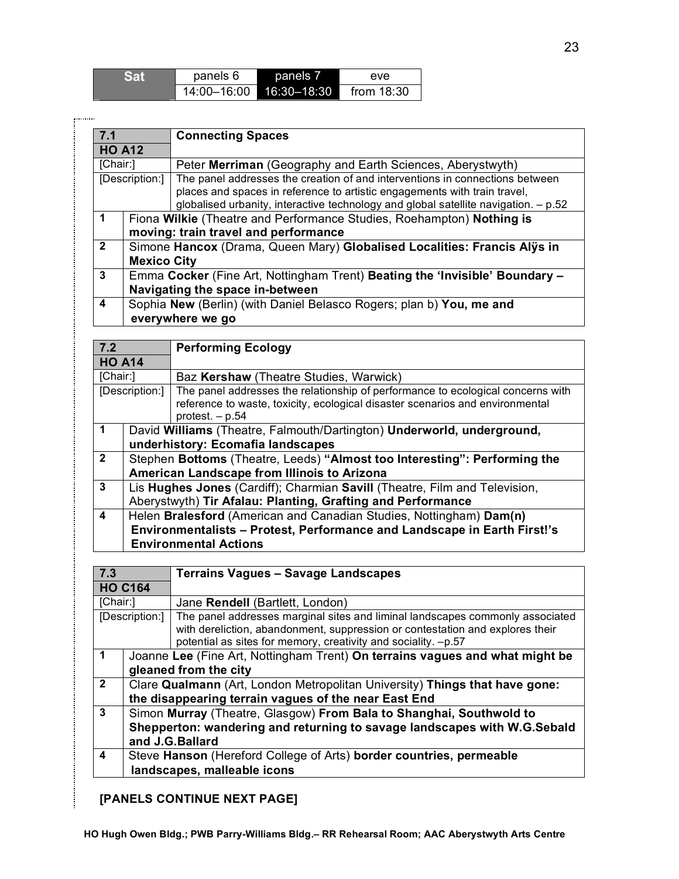| Sat | panels 6 | panels 7 | eve |
|---|---|---|---|
| | 14:00–16:00 | 16:30–18:30 | from 18:30 |

| 7.1 HO A12 | **Connecting Spaces** |
|---|---|
| [Chair:] | Peter **Merriman** (Geography and Earth Sciences, Aberystwyth) |
| [Description:] | The panel addresses the creation of and interventions in connections between places and spaces in reference to artistic engagements with train travel, globalised urbanity, interactive technology and global satellite navigation. – p.52 |
| 1 | Fiona **Wilkie** (Theatre and Performance Studies, Roehampton) **Nothing is moving: train travel and performance** |
| 2 | Simone **Hancox** (Drama, Queen Mary) **Globalised Localities: Francis Alÿs in Mexico City** |
| 3 | Emma **Cocker** (Fine Art, Nottingham Trent) **Beating the 'Invisible' Boundary – Navigating the space in-between** |
| 4 | Sophia **New** (Berlin) (with Daniel Belasco Rogers; plan b) **You, me and everywhere we go** |

| 7.2 HO A14 | **Performing Ecology** |
|---|---|
| [Chair:] | Baz **Kershaw** (Theatre Studies, Warwick) |
| [Description:] | The panel addresses the relationship of performance to ecological concerns with reference to waste, toxicity, ecological disaster scenarios and environmental protest. – p.54 |
| 1 | David **Williams** (Theatre, Falmouth/Dartington) **Underworld, underground, underhistory: Ecomafia landscapes** |
| 2 | Stephen **Bottoms** (Theatre, Leeds) **"Almost too Interesting": Performing the American Landscape from Illinois to Arizona** |
| 3 | Lis **Hughes Jones** (Cardiff); Charmian **Savill** (Theatre, Film and Television, Aberystwyth) **Tir Afalau: Planting, Grafting and Performance** |
| 4 | Helen **Bralesford** (American and Canadian Studies, Nottingham) **Dam(n) Environmentalists – Protest, Performance and Landscape in Earth First!'s Environmental Actions** |

| 7.3 HO C164 | **Terrains Vagues – Savage Landscapes** |
|---|---|
| [Chair:] | Jane **Rendell** (Bartlett, London) |
| [Description:] | The panel addresses marginal sites and liminal landscapes commonly associated with dereliction, abandonment, suppression or contestation and explores their potential as sites for memory, creativity and sociality. –p.57 |
| 1 | Joanne **Lee** (Fine Art, Nottingham Trent) **On terrains vagues and what might be gleaned from the city** |
| 2 | Clare **Qualmann** (Art, London Metropolitan University) **Things that have gone: the disappearing terrain vagues of the near East End** |
| 3 | Simon **Murray** (Theatre, Glasgow) **From Bala to Shanghai, Southwold to Shepperton: wandering and returning to savage landscapes with W.G.Sebald and J.G.Ballard** |
| 4 | Steve **Hanson** (Hereford College of Arts) **border countries, permeable landscapes, malleable icons** |

**[PANELS CONTINUE NEXT PAGE]**

**HO Hugh Owen Bldg.; PWB Parry-Williams Bldg.– RR Rehearsal Room; AAC Aberystwyth Arts Centre**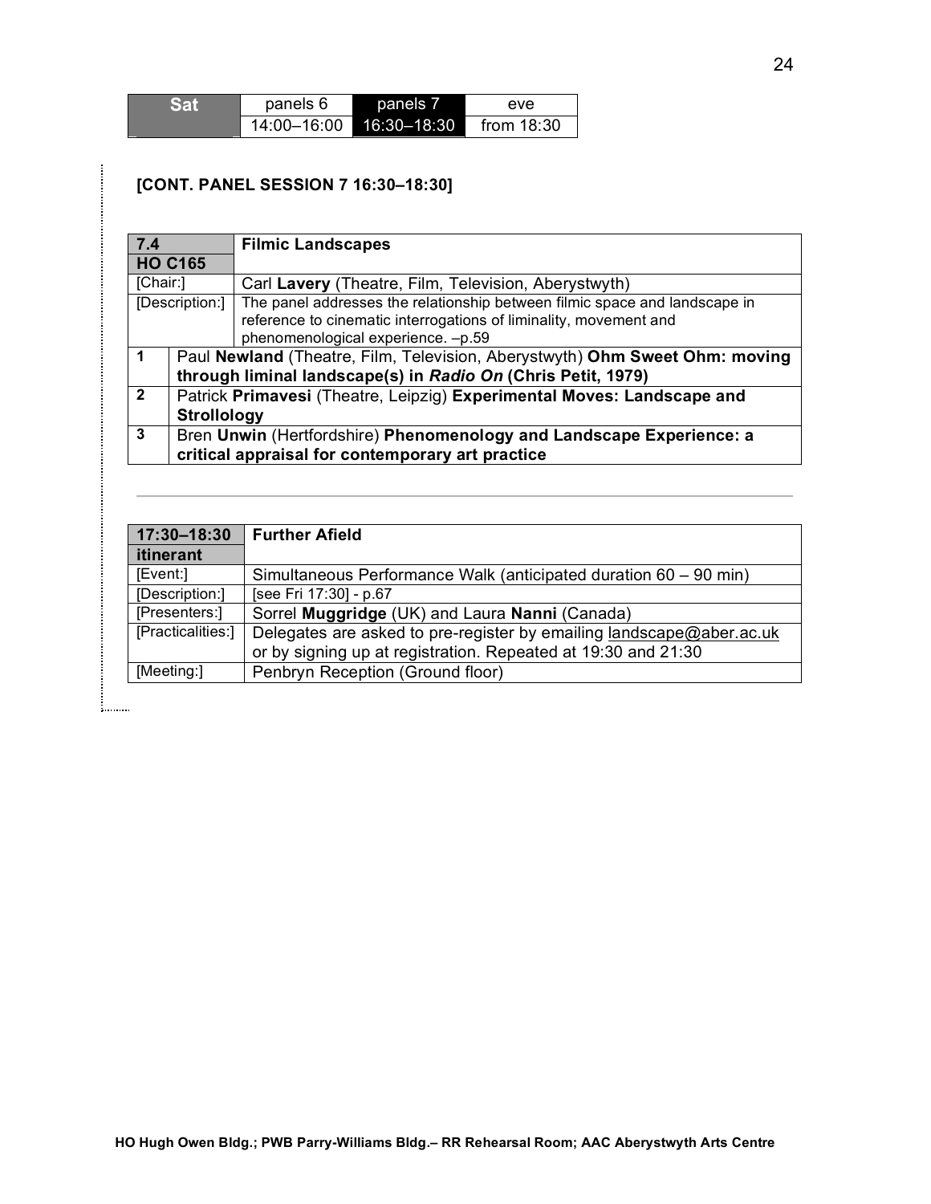| Sat | panels 6 | panels 7 | eve |
|---|---|---|---|
| | 14:00–16:00 | 16:30–18:30 | from 18:30 |

**[CONT. PANEL SESSION 7 16:30–18:30]**

| 7.4<br>HO C165 | **Filmic Landscapes** |
|---|---|
| [Chair:] | Carl **Lavery** (Theatre, Film, Television, Aberystwyth) |
| [Description:] | The panel addresses the relationship between filmic space and landscape in reference to cinematic interrogations of liminality, movement and phenomenological experience. –p.59 |
| 1 | Paul **Newland** (Theatre, Film, Television, Aberystwyth) **Ohm Sweet Ohm: moving through liminal landscape(s) in *Radio On* (Chris Petit, 1979)** |
| 2 | Patrick **Primavesi** (Theatre, Leipzig) **Experimental Moves: Landscape and Strollology** |
| 3 | Bren **Unwin** (Hertfordshire) **Phenomenology and Landscape Experience: a critical appraisal for contemporary art practice** |

---

| 17:30–18:30<br>itinerant | **Further Afield** |
|---|---|
| [Event:] | Simultaneous Performance Walk (anticipated duration 60 – 90 min) |
| [Description:] | [see Fri 17:30] - p.67 |
| [Presenters:] | Sorrel **Muggridge** (UK) and Laura **Nanni** (Canada) |
| [Practicalities:] | Delegates are asked to pre-register by emailing landscape@aber.ac.uk or by signing up at registration. Repeated at 19:30 and 21:30 |
| [Meeting:] | Penbryn Reception (Ground floor) |

**HO Hugh Owen Bldg.; PWB Parry-Williams Bldg.– RR Rehearsal Room; AAC Aberystwyth Arts Centre**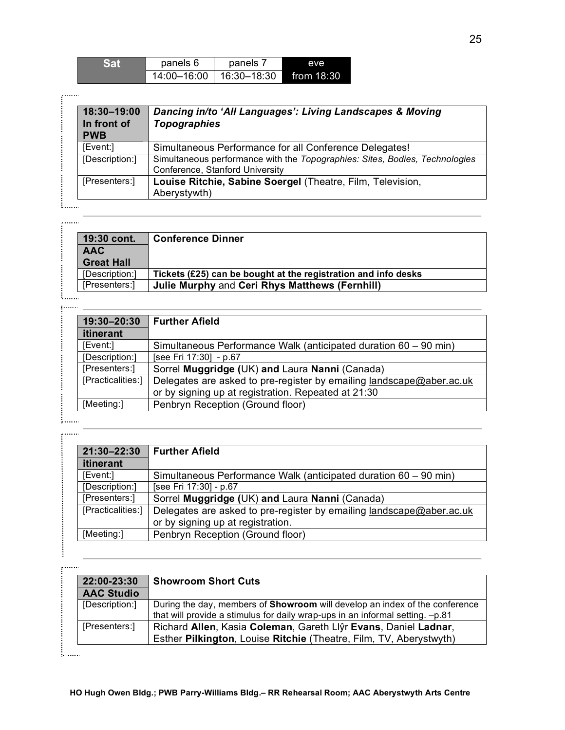| Sat | panels 6 | panels 7 | eve |
| --- | --- | --- | --- |
| | 14:00–16:00 | 16:30–18:30 | from 18:30 |

| **18:30–19:00 In front of PWB** | ***Dancing in/to 'All Languages': Living Landscapes & Moving Topographies*** |
| --- | --- |
| [Event:] | Simultaneous Performance for all Conference Delegates! |
| [Description:] | Simultaneous performance with the *Topographies: Sites, Bodies, Technologies* Conference, Stanford University |
| [Presenters:] | **Louise Ritchie, Sabine Soergel** (Theatre, Film, Television, Aberystywth) |

| **19:30 cont. AAC Great Hall** | **Conference Dinner** |
| --- | --- |
| [Description:] | **Tickets (£25) can be bought at the registration and info desks** |
| [Presenters:] | **Julie Murphy** and **Ceri Rhys Matthews (Fernhill)** |

| **19:30–20:30 itinerant** | **Further Afield** |
| --- | --- |
| [Event:] | Simultaneous Performance Walk (anticipated duration 60 – 90 min) |
| [Description:] | [see Fri 17:30] - p.67 |
| [Presenters:] | Sorrel **Muggridge (**UK) **and** Laura **Nanni** (Canada) |
| [Practicalities:] | Delegates are asked to pre-register by emailing landscape@aber.ac.uk or by signing up at registration. Repeated at 21:30 |
| [Meeting:] | Penbryn Reception (Ground floor) |

| **21:30–22:30 itinerant** | **Further Afield** |
| --- | --- |
| [Event:] | Simultaneous Performance Walk (anticipated duration 60 – 90 min) |
| [Description:] | [see Fri 17:30] - p.67 |
| [Presenters:] | Sorrel **Muggridge (**UK) **and** Laura **Nanni** (Canada) |
| [Practicalities:] | Delegates are asked to pre-register by emailing landscape@aber.ac.uk or by signing up at registration. |
| [Meeting:] | Penbryn Reception (Ground floor) |

| **22:00-23:30 AAC Studio** | **Showroom Short Cuts** |
| --- | --- |
| [Description:] | During the day, members of **Showroom** will develop an index of the conference that will provide a stimulus for daily wrap-ups in an informal setting. –p.81 |
| [Presenters:] | Richard **Allen**, Kasia **Coleman**, Gareth Llŷr **Evans**, Daniel **Ladnar**, Esther **Pilkington**, Louise **Ritchie** (Theatre, Film, TV, Aberystwyth) |

**HO Hugh Owen Bldg.; PWB Parry-Williams Bldg.– RR Rehearsal Room; AAC Aberystwyth Arts Centre**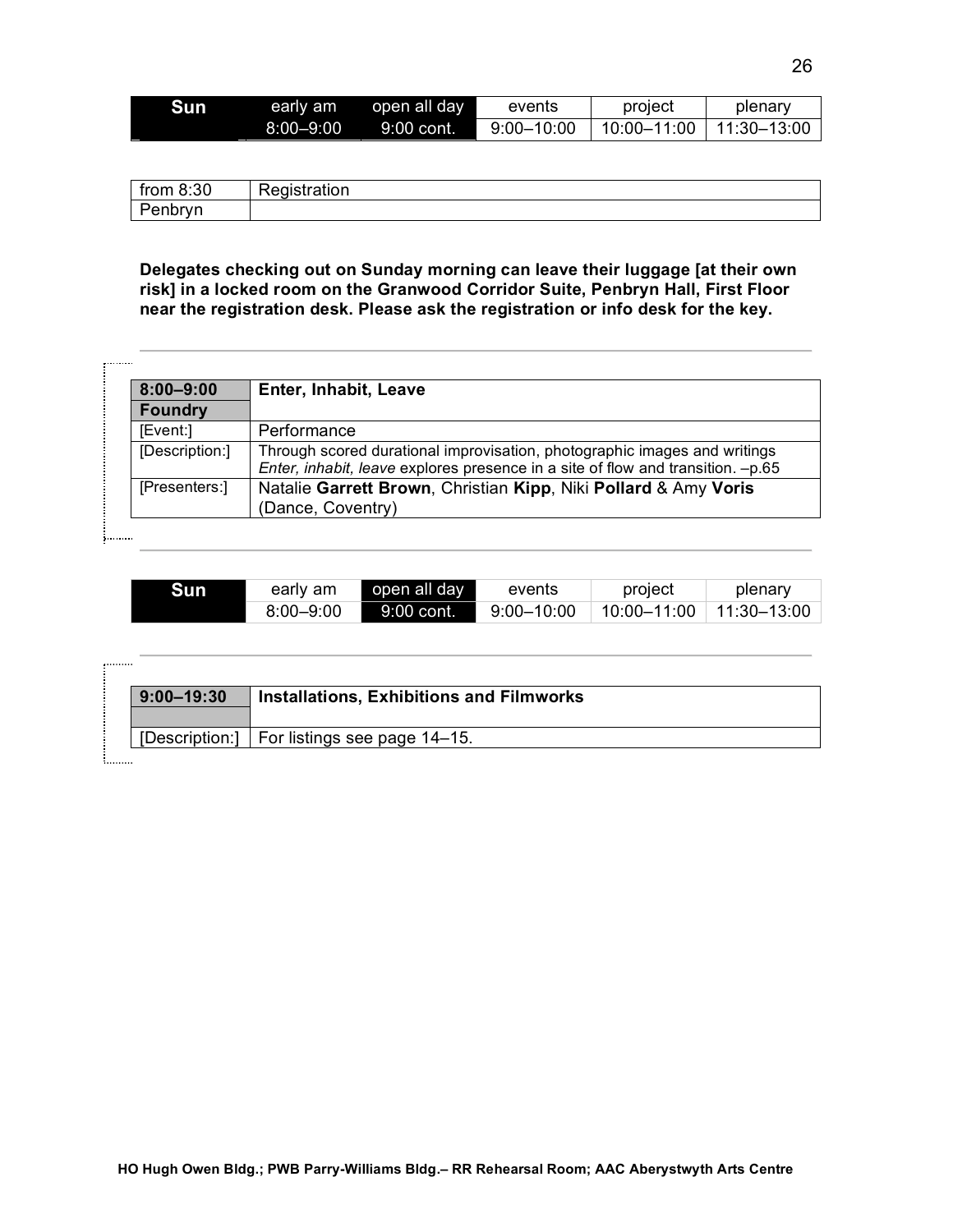| Sun | early am | open all day | events | project | plenary |
| --- | --- | --- | --- | --- | --- |
| | 8:00–9:00 | 9:00 cont. | 9:00–10:00 | 10:00–11:00 | 11:30–13:00 |

| from 8:30 | Registration |
| --- | --- |
| Penbryn | |

**Delegates checking out on Sunday morning can leave their luggage [at their own risk] in a locked room on the Granwood Corridor Suite, Penbryn Hall, First Floor near the registration desk. Please ask the registration or info desk for the key.**

| **8:00–9:00** | **Enter, Inhabit, Leave** |
| --- | --- |
| **Foundry** | |
| [Event:] | Performance |
| [Description:] | Through scored durational improvisation, photographic images and writings *Enter, inhabit, leave* explores presence in a site of flow and transition. –p.65 |
| [Presenters:] | Natalie **Garrett Brown**, Christian **Kipp**, Niki **Pollard** & Amy **Voris** (Dance, Coventry) |

| Sun | early am | open all day | events | project | plenary |
| --- | --- | --- | --- | --- | --- |
| | 8:00–9:00 | 9:00 cont. | 9:00–10:00 | 10:00–11:00 | 11:30–13:00 |

| **9:00–19:30** | **Installations, Exhibitions and Filmworks** |
| --- | --- |
| | |
| [Description:] | For listings see page 14–15. |

HO Hugh Owen Bldg.; PWB Parry-Williams Bldg.– RR Rehearsal Room; AAC Aberystwyth Arts Centre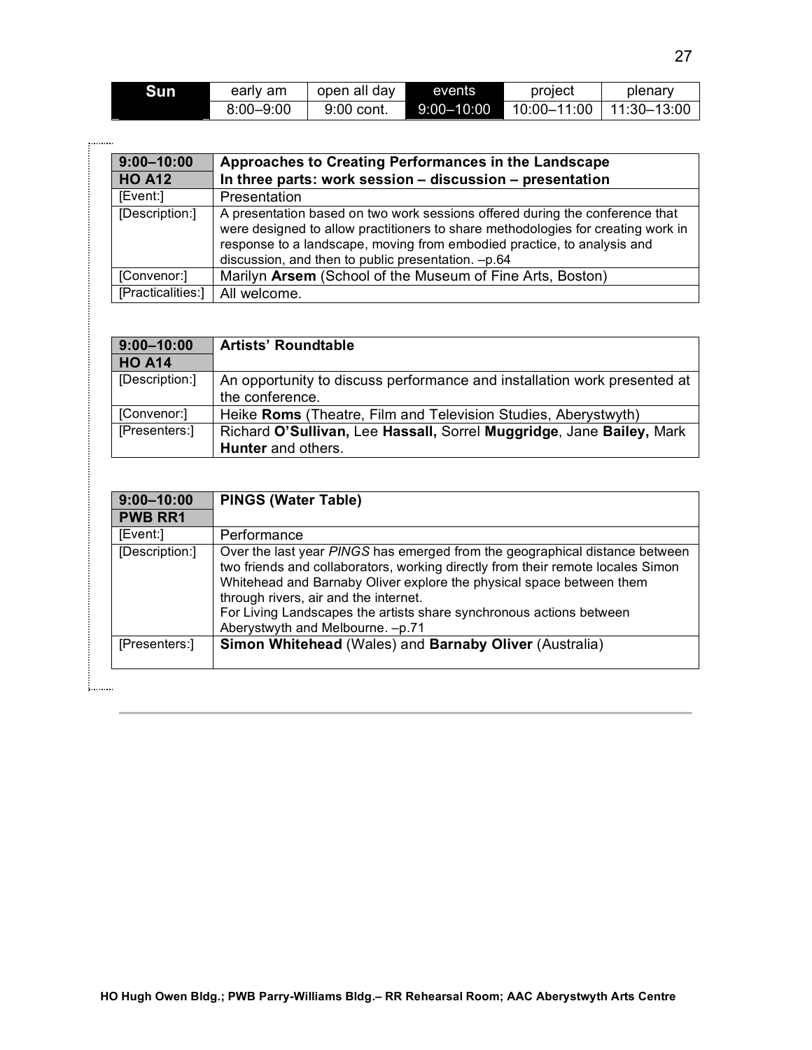| Sun | early am | open all day | events | project | plenary |
| --- | --- | --- | --- | --- | --- |
| | 8:00–9:00 | 9:00 cont. | 9:00–10:00 | 10:00–11:00 | 11:30–13:00 |

| 9:00–10:00 | Approaches to Creating Performances in the Landscape |
| --- | --- |
| HO A12 | In three parts: work session – discussion – presentation |
| [Event:] | Presentation |
| [Description:] | A presentation based on two work sessions offered during the conference that were designed to allow practitioners to share methodologies for creating work in response to a landscape, moving from embodied practice, to analysis and discussion, and then to public presentation. –p.64 |
| [Convenor:] | Marilyn **Arsem** (School of the Museum of Fine Arts, Boston) |
| [Practicalities:] | All welcome. |

| 9:00–10:00 | Artists' Roundtable |
| --- | --- |
| HO A14 | |
| [Description:] | An opportunity to discuss performance and installation work presented at the conference. |
| [Convenor:] | Heike **Roms** (Theatre, Film and Television Studies, Aberystwyth) |
| [Presenters:] | Richard **O'Sullivan,** Lee **Hassall,** Sorrel **Muggridge**, Jane **Bailey,** Mark **Hunter** and others. |

| 9:00–10:00 | PINGS (Water Table) |
| --- | --- |
| PWB RR1 | |
| [Event:] | Performance |
| [Description:] | Over the last year *PINGS* has emerged from the geographical distance between two friends and collaborators, working directly from their remote locales Simon Whitehead and Barnaby Oliver explore the physical space between them through rivers, air and the internet.<br>For Living Landscapes the artists share synchronous actions between Aberystwyth and Melbourne. –p.71 |
| [Presenters:] | **Simon Whitehead** (Wales) and **Barnaby Oliver** (Australia) |

HO Hugh Owen Bldg.; PWB Parry-Williams Bldg.– RR Rehearsal Room; AAC Aberystwyth Arts Centre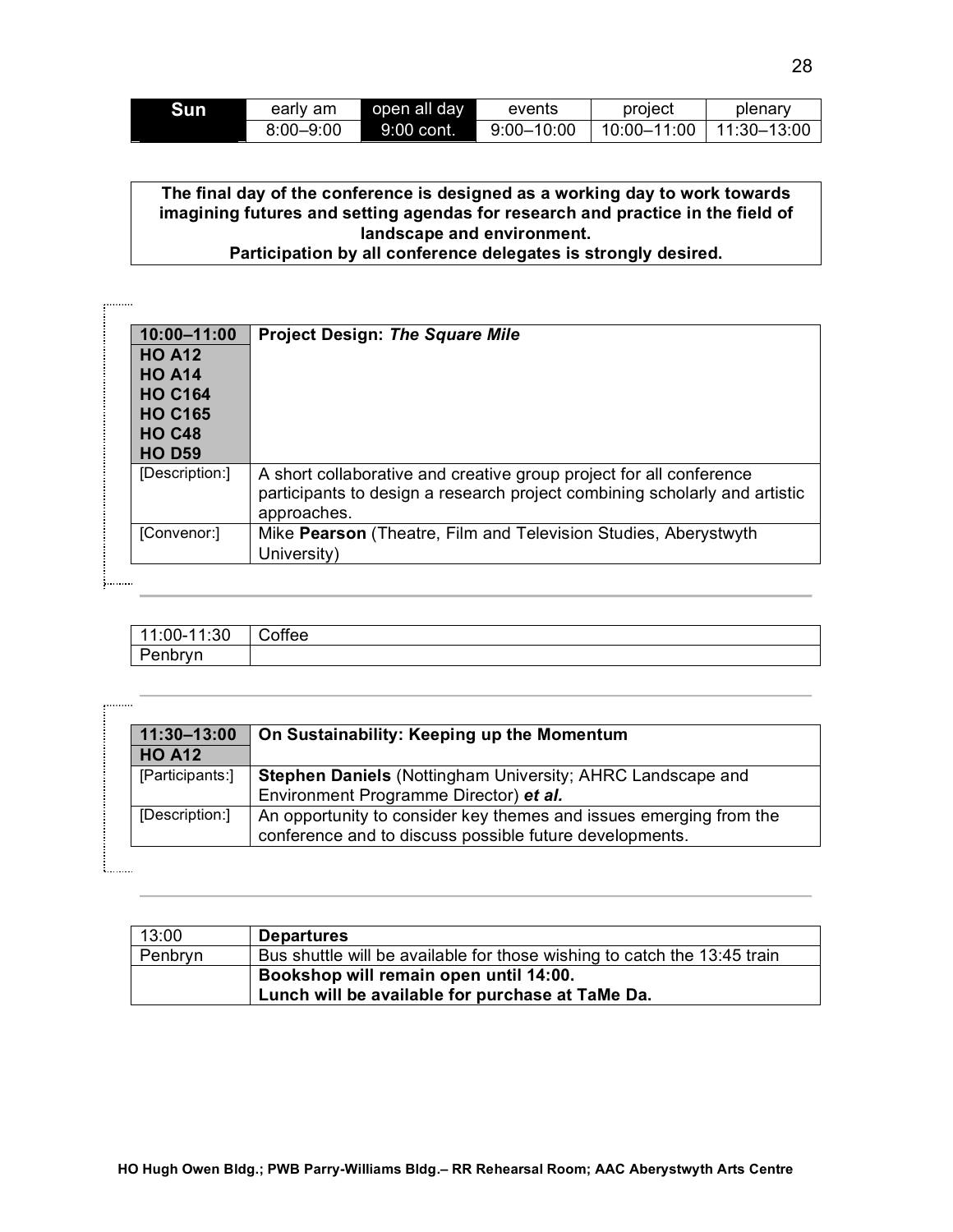| Sun | early am | open all day | events | project | plenary |
|---|---|---|---|---|---|
| | 8:00–9:00 | 9:00 cont. | 9:00–10:00 | 10:00–11:00 | 11:30–13:00 |

**The final day of the conference is designed as a working day to work towards imagining futures and setting agendas for research and practice in the field of landscape and environment.**
**Participation by all conference delegates is strongly desired.**

| **10:00–11:00** | **Project Design: *The Square Mile*** |
|---|---|
| **HO A12**<br>**HO A14**<br>**HO C164**<br>**HO C165**<br>**HO C48**<br>**HO D59** | |
| [Description:] | A short collaborative and creative group project for all conference participants to design a research project combining scholarly and artistic approaches. |
| [Convenor:] | Mike **Pearson** (Theatre, Film and Television Studies, Aberystwyth University) |

| 11:00-11:30 | Coffee |
|---|---|
| Penbryn | |

| **11:30–13:00** | **On Sustainability: Keeping up the Momentum** |
|---|---|
| **HO A12** | |
| [Participants:] | **Stephen Daniels** (Nottingham University; AHRC Landscape and Environment Programme Director) ***et al.*** |
| [Description:] | An opportunity to consider key themes and issues emerging from the conference and to discuss possible future developments. |

| 13:00 | **Departures** |
|---|---|
| Penbryn | Bus shuttle will be available for those wishing to catch the 13:45 train |
| | **Bookshop will remain open until 14:00.**<br>**Lunch will be available for purchase at TaMe Da.** |

**HO Hugh Owen Bldg.; PWB Parry-Williams Bldg.– RR Rehearsal Room; AAC Aberystwyth Arts Centre**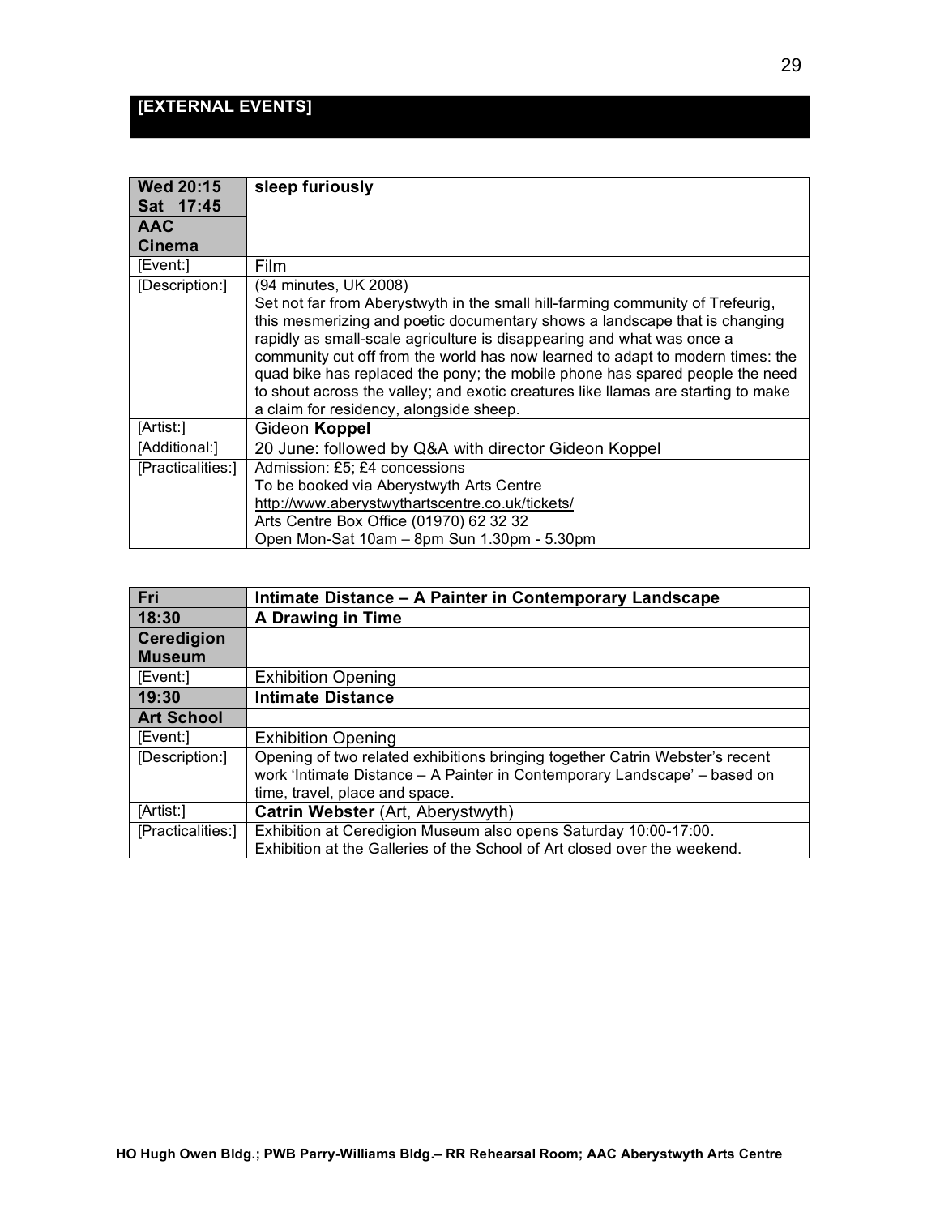## [EXTERNAL EVENTS]

| | |
|---|---|
| **Wed 20:15**<br>**Sat 17:45** | **sleep furiously** |
| **AAC Cinema** | |
| [Event:] | Film |
| [Description:] | (94 minutes, UK 2008)<br>Set not far from Aberystwyth in the small hill-farming community of Trefeurig, this mesmerizing and poetic documentary shows a landscape that is changing rapidly as small-scale agriculture is disappearing and what was once a community cut off from the world has now learned to adapt to modern times: the quad bike has replaced the pony; the mobile phone has spared people the need to shout across the valley; and exotic creatures like llamas are starting to make a claim for residency, alongside sheep. |
| [Artist:] | Gideon **Koppel** |
| [Additional:] | 20 June: followed by Q&A with director Gideon Koppel |
| [Practicalities:] | Admission: £5; £4 concessions<br>To be booked via Aberystwyth Arts Centre<br>http://www.aberystwythartscentre.co.uk/tickets/<br>Arts Centre Box Office (01970) 62 32 32<br>Open Mon-Sat 10am – 8pm Sun 1.30pm - 5.30pm |

| | |
|---|---|
| **Fri** | **Intimate Distance – A Painter in Contemporary Landscape** |
| **18:30** | **A Drawing in Time** |
| **Ceredigion Museum** | |
| [Event:] | Exhibition Opening |
| **19:30** | **Intimate Distance** |
| **Art School** | |
| [Event:] | Exhibition Opening |
| [Description:] | Opening of two related exhibitions bringing together Catrin Webster's recent work 'Intimate Distance – A Painter in Contemporary Landscape' – based on time, travel, place and space. |
| [Artist:] | **Catrin Webster** (Art, Aberystwyth) |
| [Practicalities:] | Exhibition at Ceredigion Museum also opens Saturday 10:00-17:00.<br>Exhibition at the Galleries of the School of Art closed over the weekend. |

**HO Hugh Owen Bldg.; PWB Parry-Williams Bldg.– RR Rehearsal Room; AAC Aberystwyth Arts Centre**